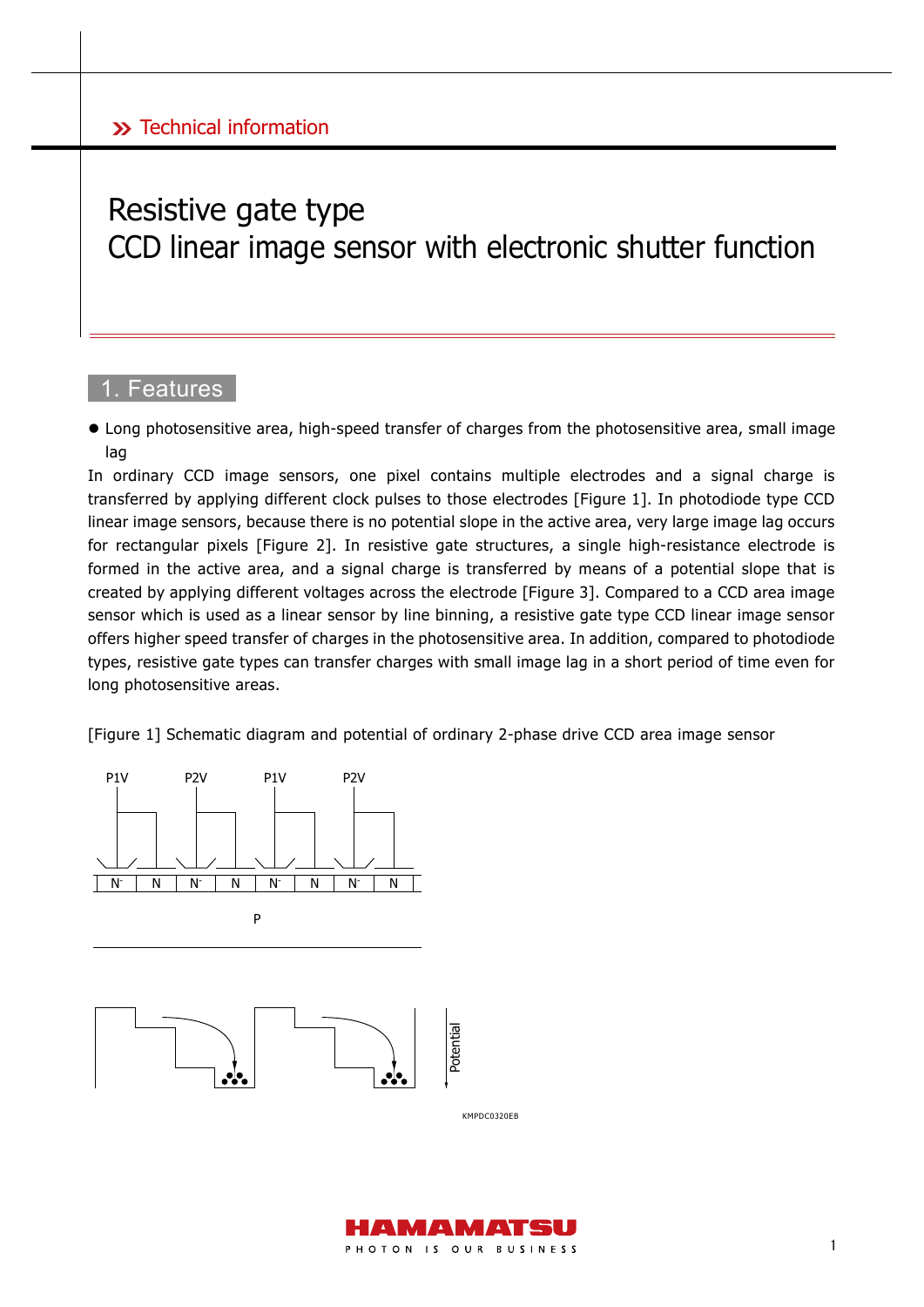Technical information

# Resistive gate type
# CCD linear image sensor with electronic shutter function

## 1. Features

- Long photosensitive area, high-speed transfer of charges from the photosensitive area, small image lag

In ordinary CCD image sensors, one pixel contains multiple electrodes and a signal charge is transferred by applying different clock pulses to those electrodes [Figure 1]. In photodiode type CCD linear image sensors, because there is no potential slope in the active area, very large image lag occurs for rectangular pixels [Figure 2]. In resistive gate structures, a single high-resistance electrode is formed in the active area, and a signal charge is transferred by means of a potential slope that is created by applying different voltages across the electrode [Figure 3]. Compared to a CCD area image sensor which is used as a linear sensor by line binning, a resistive gate type CCD linear image sensor offers higher speed transfer of charges in the photosensitive area. In addition, compared to photodiode types, resistive gate types can transfer charges with small image lag in a short period of time even for long photosensitive areas.

[Figure 1] Schematic diagram and potential of ordinary 2-phase drive CCD area image sensor

KMPDC0320EB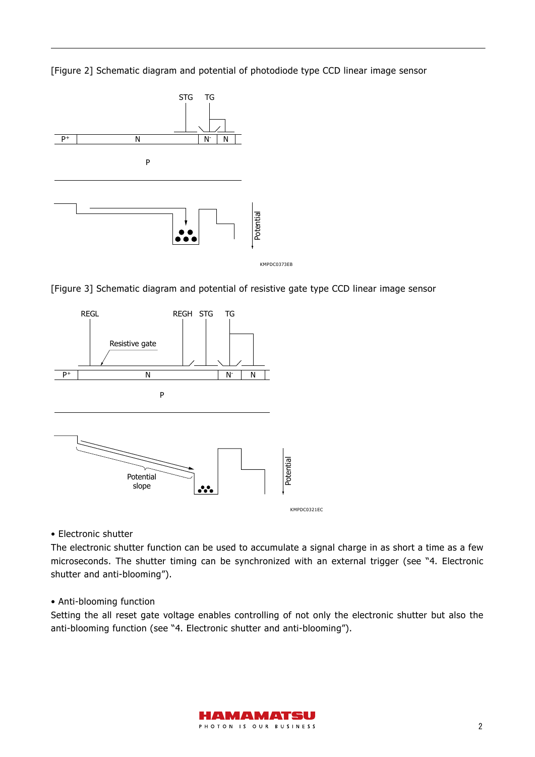[Figure 2] Schematic diagram and potential of photodiode type CCD linear image sensor

KMPDC0373EB

[Figure 3] Schematic diagram and potential of resistive gate type CCD linear image sensor

KMPDC0321EC

• Electronic shutter

The electronic shutter function can be used to accumulate a signal charge in as short a time as a few microseconds. The shutter timing can be synchronized with an external trigger (see "4. Electronic shutter and anti-blooming").

• Anti-blooming function

Setting the all reset gate voltage enables controlling of not only the electronic shutter but also the anti-blooming function (see "4. Electronic shutter and anti-blooming").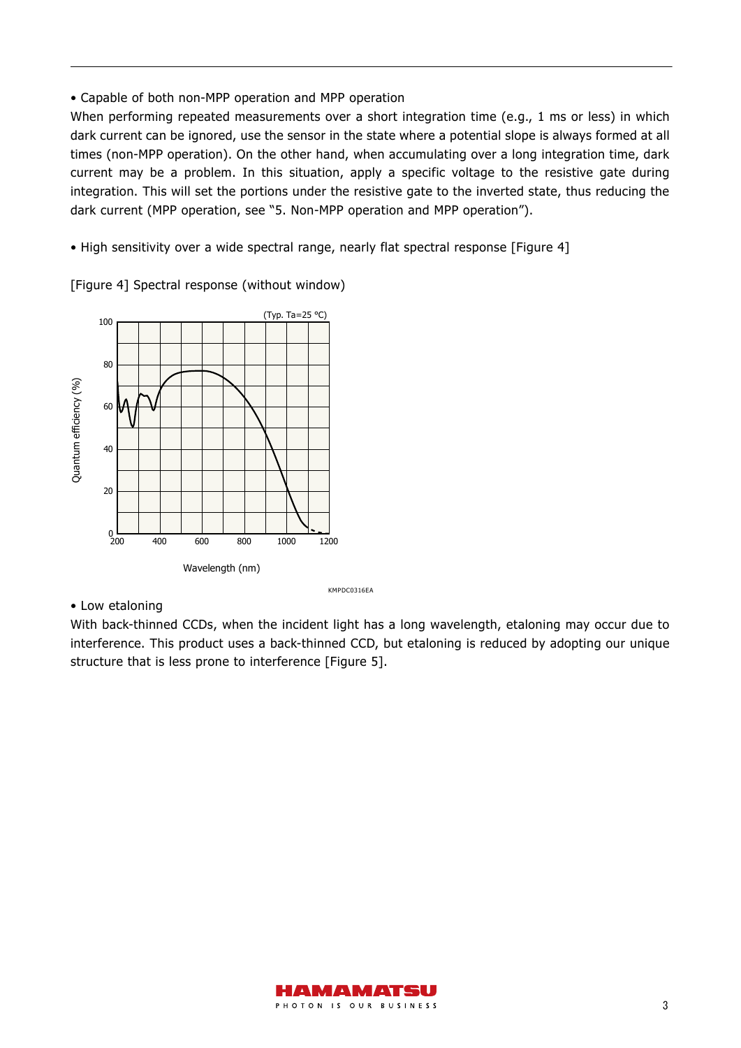• Capable of both non-MPP operation and MPP operation

When performing repeated measurements over a short integration time (e.g., 1 ms or less) in which dark current can be ignored, use the sensor in the state where a potential slope is always formed at all times (non-MPP operation). On the other hand, when accumulating over a long integration time, dark current may be a problem. In this situation, apply a specific voltage to the resistive gate during integration. This will set the portions under the resistive gate to the inverted state, thus reducing the dark current (MPP operation, see "5. Non-MPP operation and MPP operation").

• High sensitivity over a wide spectral range, nearly flat spectral response [Figure 4]

[Figure 4] Spectral response (without window)

• Low etaloning

With back-thinned CCDs, when the incident light has a long wavelength, etaloning may occur due to interference. This product uses a back-thinned CCD, but etaloning is reduced by adopting our unique structure that is less prone to interference [Figure 5].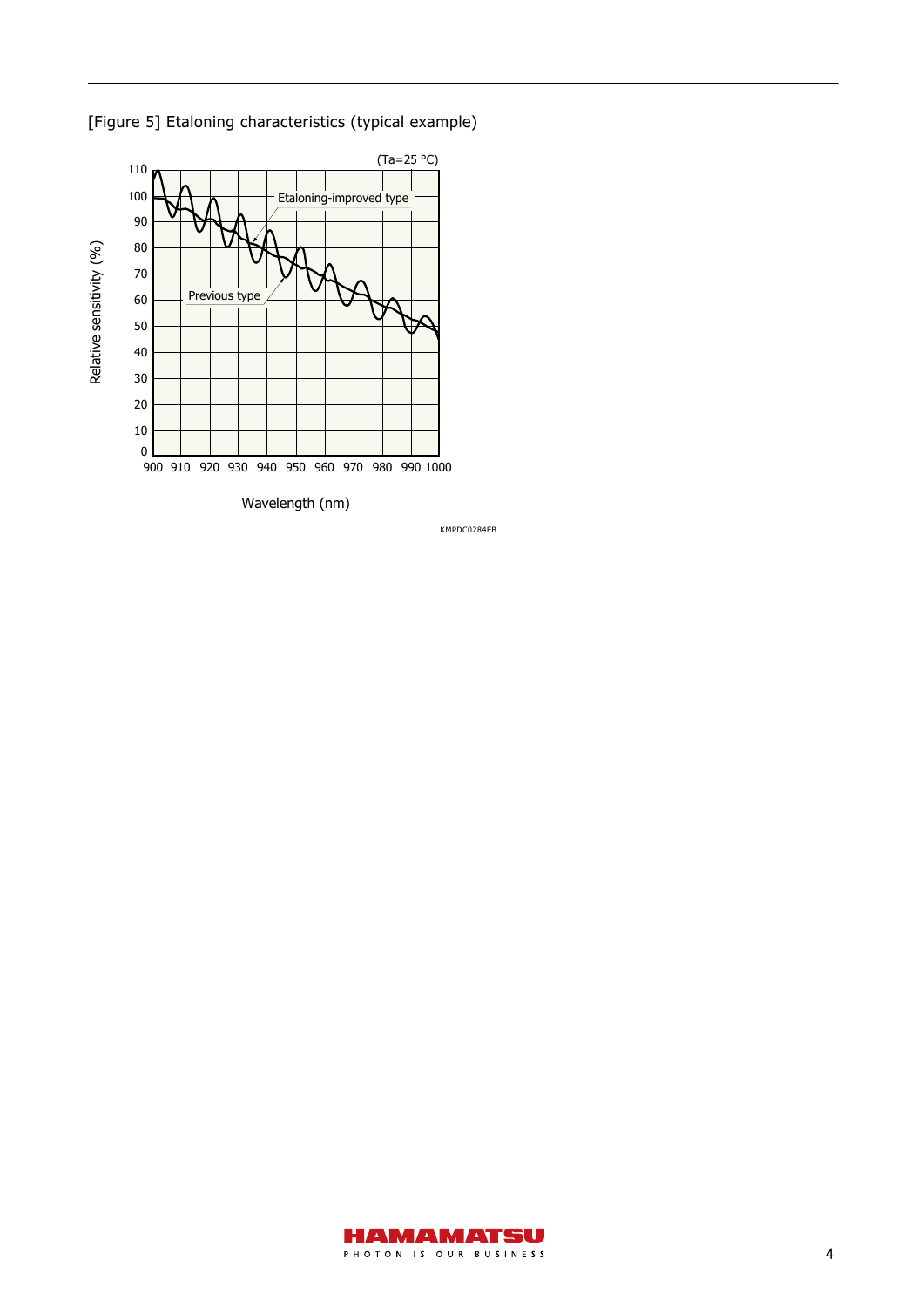[Figure 5] Etaloning characteristics (typical example)

(Ta=25 °C)

Relative sensitivity (%)

Etaloning-improved type

Previous type

Wavelength (nm)

KMPDC0284EB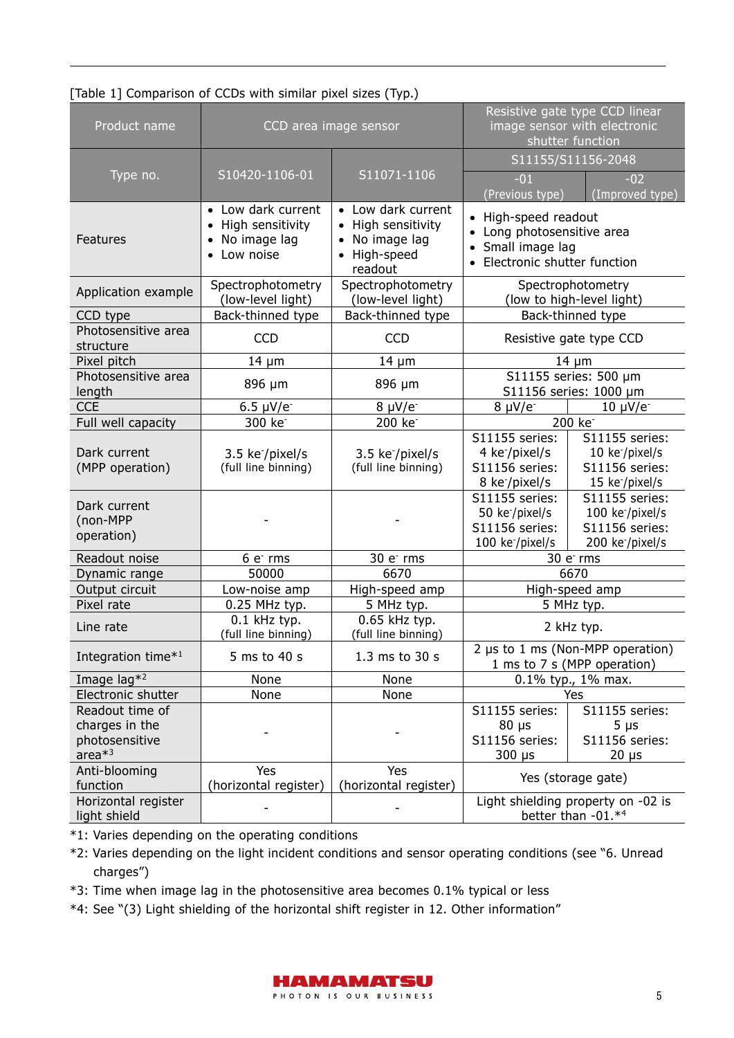[Table 1] Comparison of CCDs with similar pixel sizes (Typ.)

| Product name | CCD area image sensor | | Resistive gate type CCD linear image sensor with electronic shutter function | |
|---|---|---|---|---|
| Type no. | S10420-1106-01 | S11071-1106 | S11155/S11156-2048 | |
| | | | -01 (Previous type) | -02 (Improved type) |
| Features | • Low dark current • High sensitivity • No image lag • Low noise | • Low dark current • High sensitivity • No image lag • High-speed readout | • High-speed readout • Long photosensitive area • Small image lag • Electronic shutter function | |
| Application example | Spectrophotometry (low-level light) | Spectrophotometry (low-level light) | Spectrophotometry (low to high-level light) | |
| CCD type | Back-thinned type | Back-thinned type | Back-thinned type | |
| Photosensitive area structure | CCD | CCD | Resistive gate type CCD | |
| Pixel pitch | 14 µm | 14 µm | 14 µm | |
| Photosensitive area length | 896 µm | 896 µm | S11155 series: 500 µm S11156 series: 1000 µm | |
| CCE | 6.5 µV/e$^-$ | 8 µV/e$^-$ | 8 µV/e$^-$ | 10 µV/e$^-$ |
| Full well capacity | 300 ke$^-$ | 200 ke$^-$ | 200 ke$^-$ | |
| Dark current (MPP operation) | 3.5 ke$^-$/pixel/s (full line binning) | 3.5 ke$^-$/pixel/s (full line binning) | S11155 series: 4 ke$^-$/pixel/s S11156 series: 8 ke$^-$/pixel/s | S11155 series: 10 ke$^-$/pixel/s S11156 series: 15 ke$^-$/pixel/s |
| Dark current (non-MPP operation) | - | - | S11155 series: 50 ke$^-$/pixel/s S11156 series: 100 ke$^-$/pixel/s | S11155 series: 100 ke$^-$/pixel/s S11156 series: 200 ke$^-$/pixel/s |
| Readout noise | 6 e$^-$ rms | 30 e$^-$ rms | 30 e$^-$ rms | |
| Dynamic range | 50000 | 6670 | 6670 | |
| Output circuit | Low-noise amp | High-speed amp | High-speed amp | |
| Pixel rate | 0.25 MHz typ. | 5 MHz typ. | 5 MHz typ. | |
| Line rate | 0.1 kHz typ. (full line binning) | 0.65 kHz typ. (full line binning) | 2 kHz typ. | |
| Integration time*1 | 5 ms to 40 s | 1.3 ms to 30 s | 2 µs to 1 ms (Non-MPP operation) 1 ms to 7 s (MPP operation) | |
| Image lag*2 | None | None | 0.1% typ., 1% max. | |
| Electronic shutter | None | None | Yes | |
| Readout time of charges in the photosensitive area*3 | - | - | S11155 series: 80 µs S11156 series: 300 µs | S11155 series: 5 µs S11156 series: 20 µs |
| Anti-blooming function | Yes (horizontal register) | Yes (horizontal register) | Yes (storage gate) | |
| Horizontal register light shield | - | - | Light shielding property on -02 is better than -01.*4 | |

*1: Varies depending on the operating conditions

*2: Varies depending on the light incident conditions and sensor operating conditions (see "6. Unread charges")

*3: Time when image lag in the photosensitive area becomes 0.1% typical or less

*4: See "(3) Light shielding of the horizontal shift register in 12. Other information"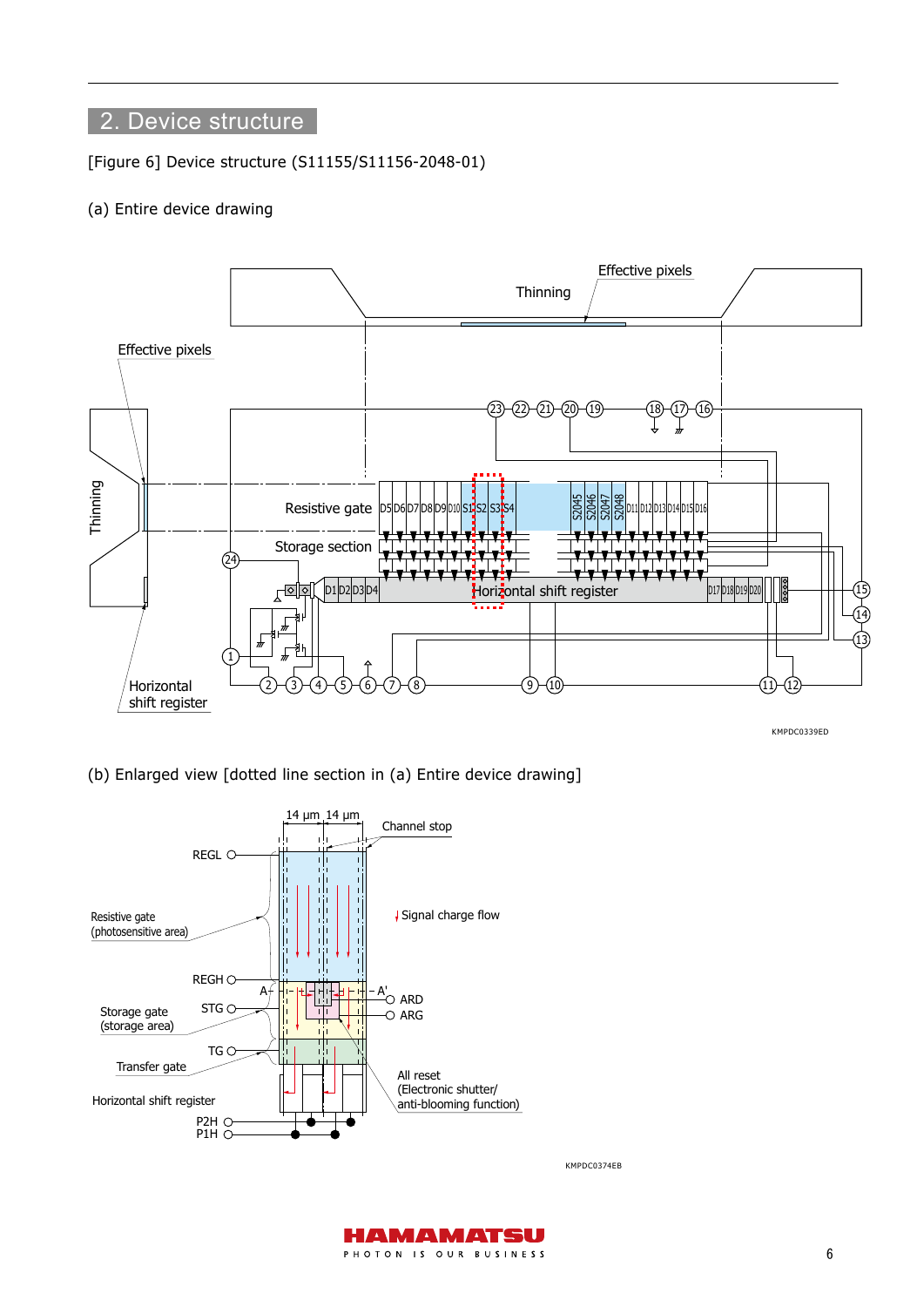## 2. Device structure

[Figure 6] Device structure (S11155/S11156-2048-01)

(a) Entire device drawing

KMPDC0339ED

(b) Enlarged view [dotted line section in (a) Entire device drawing]

KMPDC0374EB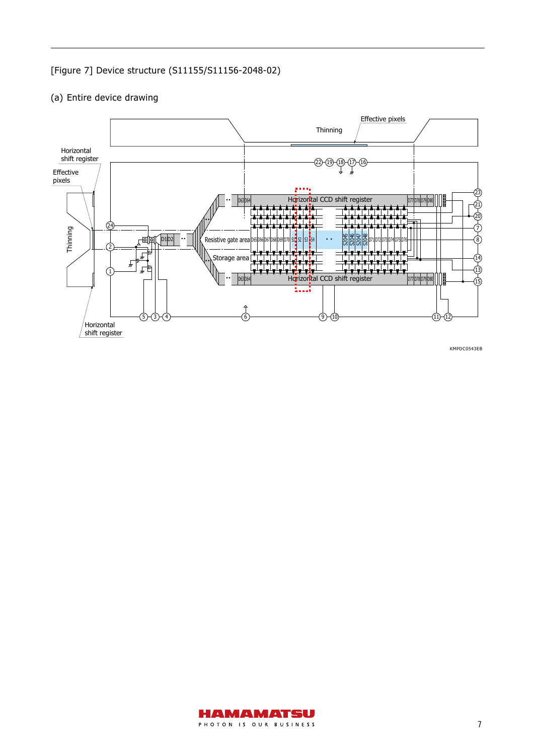[Figure 7] Device structure (S11155/S11156-2048-02)

(a) Entire device drawing

KMPDC0543EB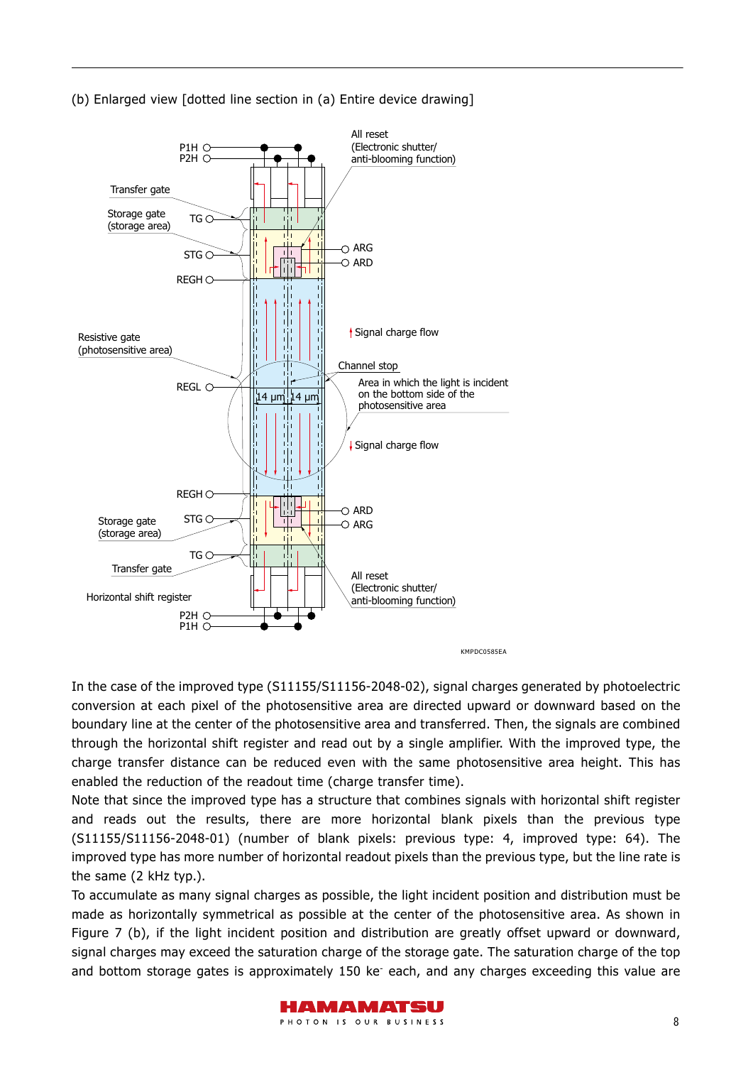(b) Enlarged view [dotted line section in (a) Entire device drawing]

P1H
P2H
All reset
(Electronic shutter/
anti-blooming function)
Transfer gate
Storage gate
(storage area)
TG
STG
ARG
ARD
REGH
Signal charge flow
Resistive gate
(photosensitive area)
Channel stop
REGL
14 μm
14 μm
Area in which the light is incident on the bottom side of the photosensitive area
Signal charge flow
REGH
ARD
ARG
Storage gate
(storage area)
STG
TG
Transfer gate
All reset
(Electronic shutter/
anti-blooming function)
Horizontal shift register
P2H
P1H

KMPDC0585EA

In the case of the improved type (S11155/S11156-2048-02), signal charges generated by photoelectric conversion at each pixel of the photosensitive area are directed upward or downward based on the boundary line at the center of the photosensitive area and transferred. Then, the signals are combined through the horizontal shift register and read out by a single amplifier. With the improved type, the charge transfer distance can be reduced even with the same photosensitive area height. This has enabled the reduction of the readout time (charge transfer time).

Note that since the improved type has a structure that combines signals with horizontal shift register and reads out the results, there are more horizontal blank pixels than the previous type (S11155/S11156-2048-01) (number of blank pixels: previous type: 4, improved type: 64). The improved type has more number of horizontal readout pixels than the previous type, but the line rate is the same (2 kHz typ.).

To accumulate as many signal charges as possible, the light incident position and distribution must be made as horizontally symmetrical as possible at the center of the photosensitive area. As shown in Figure 7 (b), if the light incident position and distribution are greatly offset upward or downward, signal charges may exceed the saturation charge of the storage gate. The saturation charge of the top and bottom storage gates is approximately 150 ke$^{-}$ each, and any charges exceeding this value are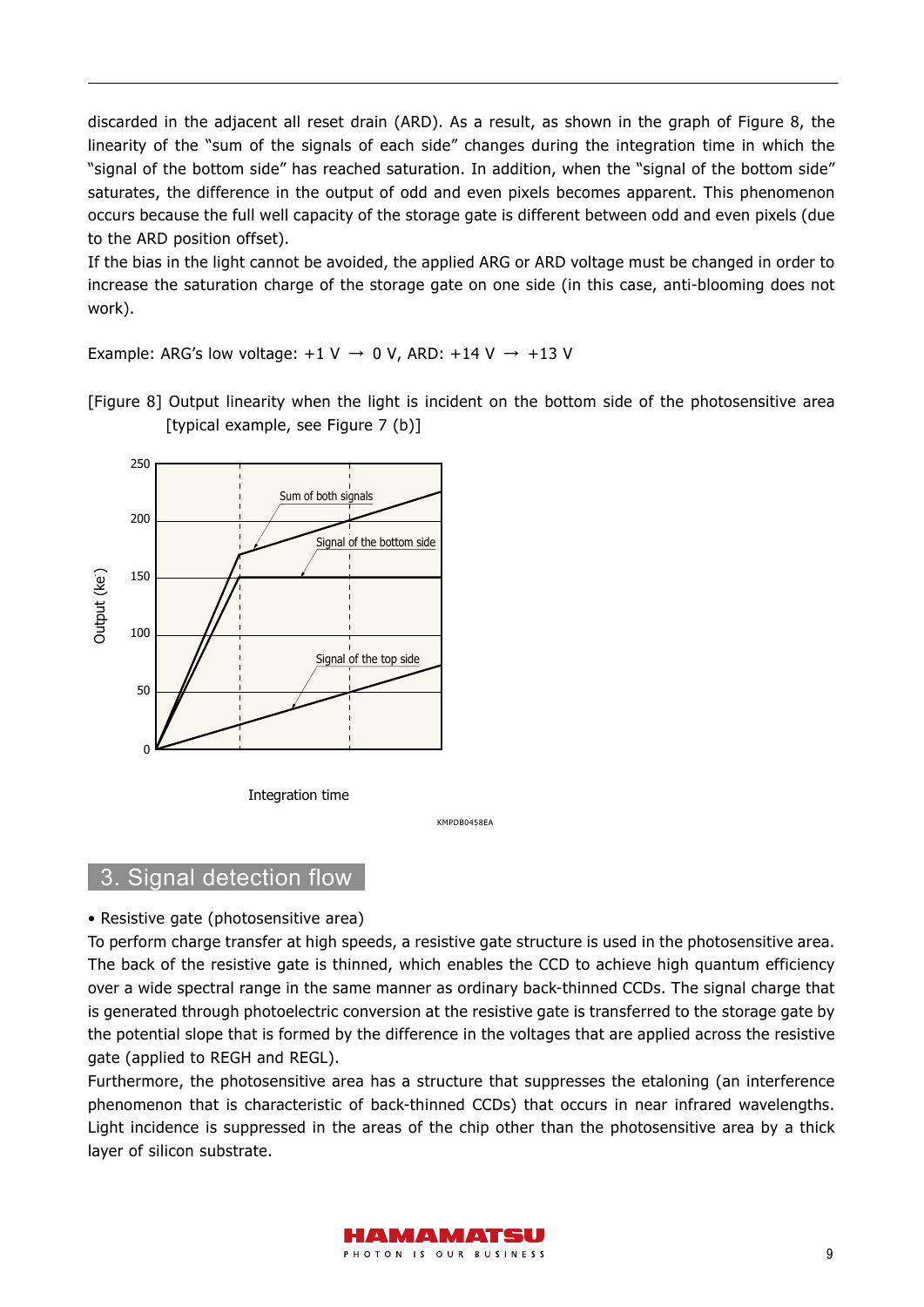discarded in the adjacent all reset drain (ARD). As a result, as shown in the graph of Figure 8, the linearity of the "sum of the signals of each side" changes during the integration time in which the "signal of the bottom side" has reached saturation. In addition, when the "signal of the bottom side" saturates, the difference in the output of odd and even pixels becomes apparent. This phenomenon occurs because the full well capacity of the storage gate is different between odd and even pixels (due to the ARD position offset).

If the bias in the light cannot be avoided, the applied ARG or ARD voltage must be changed in order to increase the saturation charge of the storage gate on one side (in this case, anti-blooming does not work).

Example: ARG's low voltage: +1 V → 0 V, ARD: +14 V → +13 V

[Figure 8] Output linearity when the light is incident on the bottom side of the photosensitive area [typical example, see Figure 7 (b)]

KMPDB0458EA

## 3. Signal detection flow

• Resistive gate (photosensitive area)

To perform charge transfer at high speeds, a resistive gate structure is used in the photosensitive area. The back of the resistive gate is thinned, which enables the CCD to achieve high quantum efficiency over a wide spectral range in the same manner as ordinary back-thinned CCDs. The signal charge that is generated through photoelectric conversion at the resistive gate is transferred to the storage gate by the potential slope that is formed by the difference in the voltages that are applied across the resistive gate (applied to REGH and REGL).

Furthermore, the photosensitive area has a structure that suppresses the etaloning (an interference phenomenon that is characteristic of back-thinned CCDs) that occurs in near infrared wavelengths. Light incidence is suppressed in the areas of the chip other than the photosensitive area by a thick layer of silicon substrate.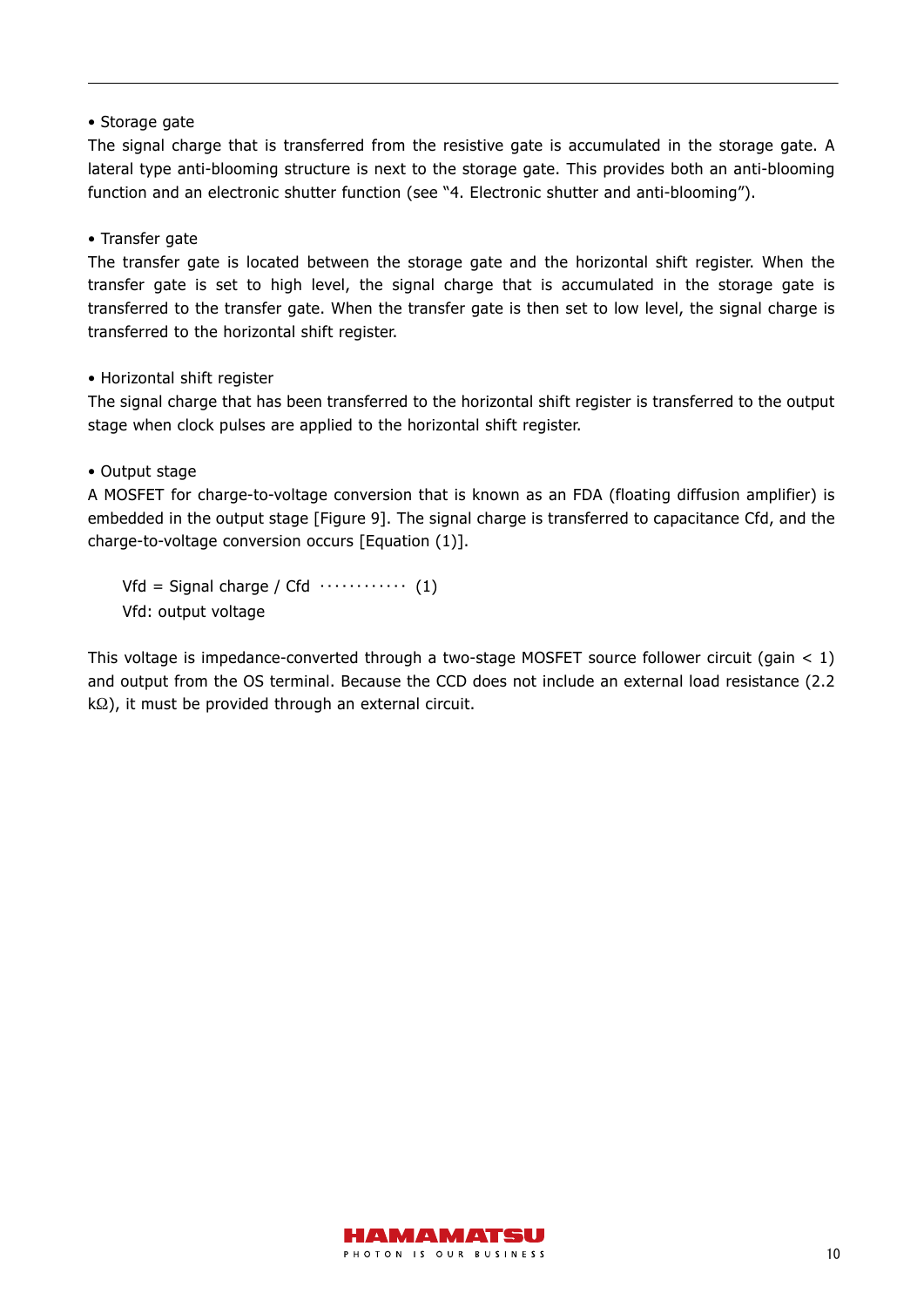• Storage gate

The signal charge that is transferred from the resistive gate is accumulated in the storage gate. A lateral type anti-blooming structure is next to the storage gate. This provides both an anti-blooming function and an electronic shutter function (see "4. Electronic shutter and anti-blooming").

• Transfer gate

The transfer gate is located between the storage gate and the horizontal shift register. When the transfer gate is set to high level, the signal charge that is accumulated in the storage gate is transferred to the transfer gate. When the transfer gate is then set to low level, the signal charge is transferred to the horizontal shift register.

• Horizontal shift register

The signal charge that has been transferred to the horizontal shift register is transferred to the output stage when clock pulses are applied to the horizontal shift register.

• Output stage

A MOSFET for charge-to-voltage conversion that is known as an FDA (floating diffusion amplifier) is embedded in the output stage [Figure 9]. The signal charge is transferred to capacitance Cfd, and the charge-to-voltage conversion occurs [Equation (1)].

$$Vfd = \text{Signal charge} / Cfd \quad \cdots\cdots\cdots\cdots \quad (1)$$

Vfd: output voltage

This voltage is impedance-converted through a two-stage MOSFET source follower circuit (gain < 1) and output from the OS terminal. Because the CCD does not include an external load resistance (2.2 kΩ), it must be provided through an external circuit.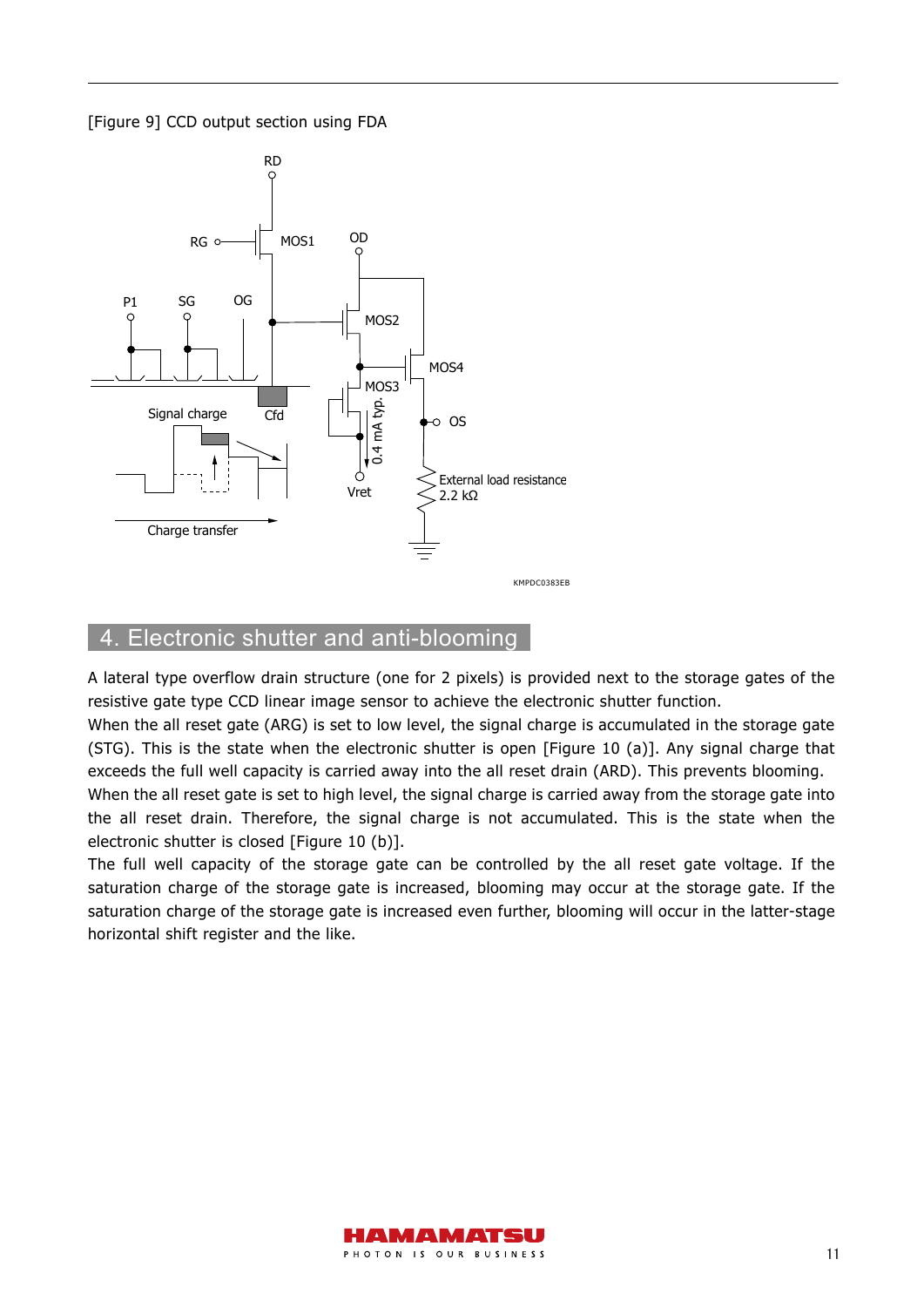[Figure 9] CCD output section using FDA

## 4. Electronic shutter and anti-blooming

A lateral type overflow drain structure (one for 2 pixels) is provided next to the storage gates of the resistive gate type CCD linear image sensor to achieve the electronic shutter function.

When the all reset gate (ARG) is set to low level, the signal charge is accumulated in the storage gate (STG). This is the state when the electronic shutter is open [Figure 10 (a)]. Any signal charge that exceeds the full well capacity is carried away into the all reset drain (ARD). This prevents blooming.

When the all reset gate is set to high level, the signal charge is carried away from the storage gate into the all reset drain. Therefore, the signal charge is not accumulated. This is the state when the electronic shutter is closed [Figure 10 (b)].

The full well capacity of the storage gate can be controlled by the all reset gate voltage. If the saturation charge of the storage gate is increased, blooming may occur at the storage gate. If the saturation charge of the storage gate is increased even further, blooming will occur in the latter-stage horizontal shift register and the like.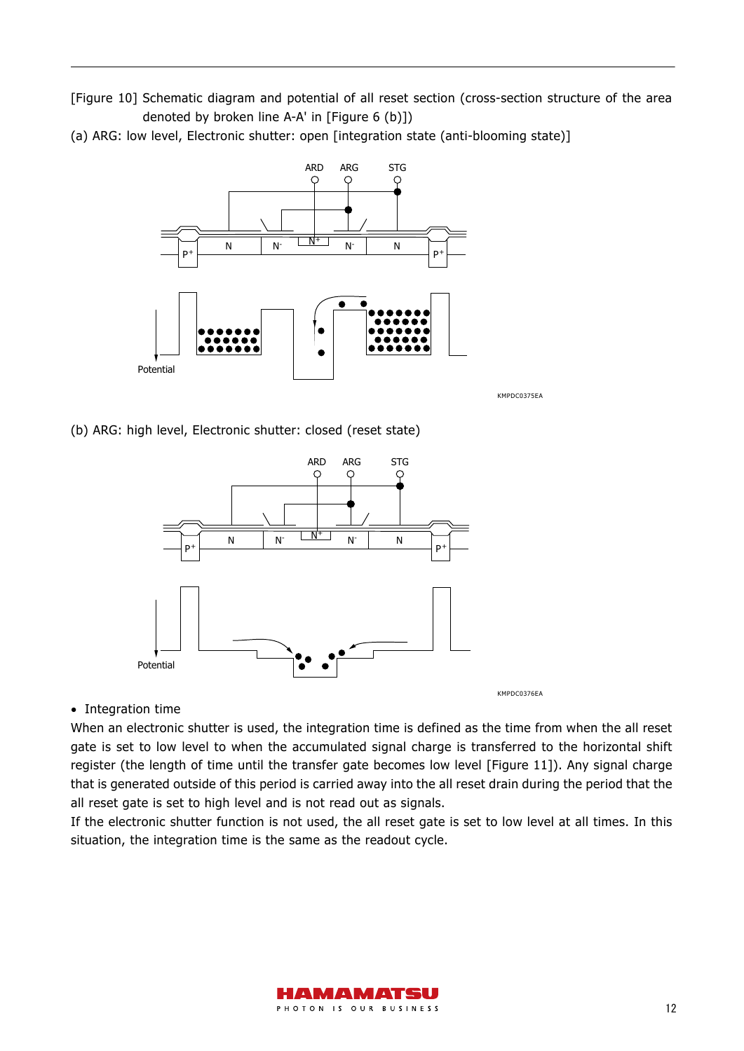[Figure 10] Schematic diagram and potential of all reset section (cross-section structure of the area denoted by broken line A-A' in [Figure 6 (b)])

(a) ARG: low level, Electronic shutter: open [integration state (anti-blooming state)]

(b) ARG: high level, Electronic shutter: closed (reset state)

- Integration time

When an electronic shutter is used, the integration time is defined as the time from when the all reset gate is set to low level to when the accumulated signal charge is transferred to the horizontal shift register (the length of time until the transfer gate becomes low level [Figure 11]). Any signal charge that is generated outside of this period is carried away into the all reset drain during the period that the all reset gate is set to high level and is not read out as signals.

If the electronic shutter function is not used, the all reset gate is set to low level at all times. In this situation, the integration time is the same as the readout cycle.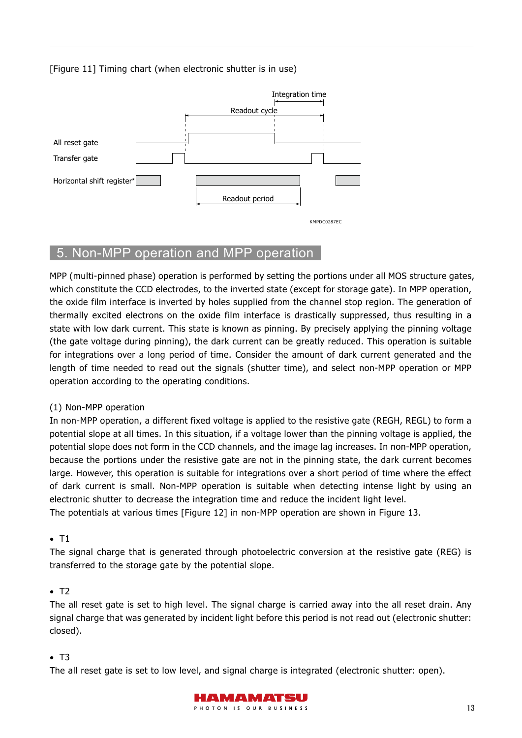[Figure 11] Timing chart (when electronic shutter is in use)

All reset gate

Transfer gate

Horizontal shift register*

Integration time

Readout cycle

Readout period

KMPDC0287EC

## 5. Non-MPP operation and MPP operation

MPP (multi-pinned phase) operation is performed by setting the portions under all MOS structure gates, which constitute the CCD electrodes, to the inverted state (except for storage gate). In MPP operation, the oxide film interface is inverted by holes supplied from the channel stop region. The generation of thermally excited electrons on the oxide film interface is drastically suppressed, thus resulting in a state with low dark current. This state is known as pinning. By precisely applying the pinning voltage (the gate voltage during pinning), the dark current can be greatly reduced. This operation is suitable for integrations over a long period of time. Consider the amount of dark current generated and the length of time needed to read out the signals (shutter time), and select non-MPP operation or MPP operation according to the operating conditions.

(1) Non-MPP operation

In non-MPP operation, a different fixed voltage is applied to the resistive gate (REGH, REGL) to form a potential slope at all times. In this situation, if a voltage lower than the pinning voltage is applied, the potential slope does not form in the CCD channels, and the image lag increases. In non-MPP operation, because the portions under the resistive gate are not in the pinning state, the dark current becomes large. However, this operation is suitable for integrations over a short period of time where the effect of dark current is small. Non-MPP operation is suitable when detecting intense light by using an electronic shutter to decrease the integration time and reduce the incident light level.

The potentials at various times [Figure 12] in non-MPP operation are shown in Figure 13.

- T1

The signal charge that is generated through photoelectric conversion at the resistive gate (REG) is transferred to the storage gate by the potential slope.

- T2

The all reset gate is set to high level. The signal charge is carried away into the all reset drain. Any signal charge that was generated by incident light before this period is not read out (electronic shutter: closed).

- T3

The all reset gate is set to low level, and signal charge is integrated (electronic shutter: open).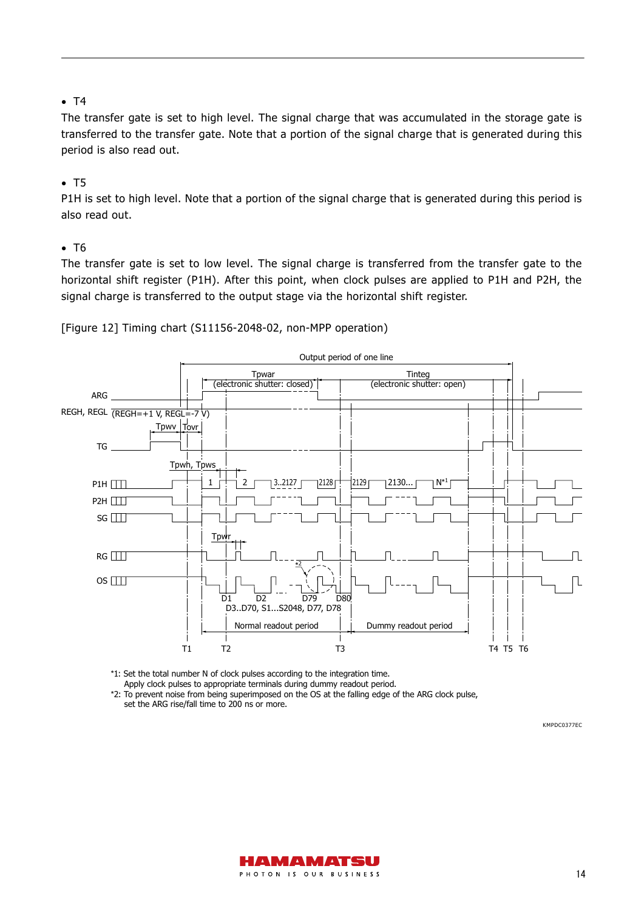- T4

The transfer gate is set to high level. The signal charge that was accumulated in the storage gate is transferred to the transfer gate. Note that a portion of the signal charge that is generated during this period is also read out.

- T5

P1H is set to high level. Note that a portion of the signal charge that is generated during this period is also read out.

- T6

The transfer gate is set to low level. The signal charge is transferred from the transfer gate to the horizontal shift register (P1H). After this point, when clock pulses are applied to P1H and P2H, the signal charge is transferred to the output stage via the horizontal shift register.

[Figure 12] Timing chart (S11156-2048-02, non-MPP operation)

*1: Set the total number N of clock pulses according to the integration time.
Apply clock pulses to appropriate terminals during dummy readout period.

*2: To prevent noise from being superimposed on the OS at the falling edge of the ARG clock pulse, set the ARG rise/fall time to 200 ns or more.

KMPDC0377EC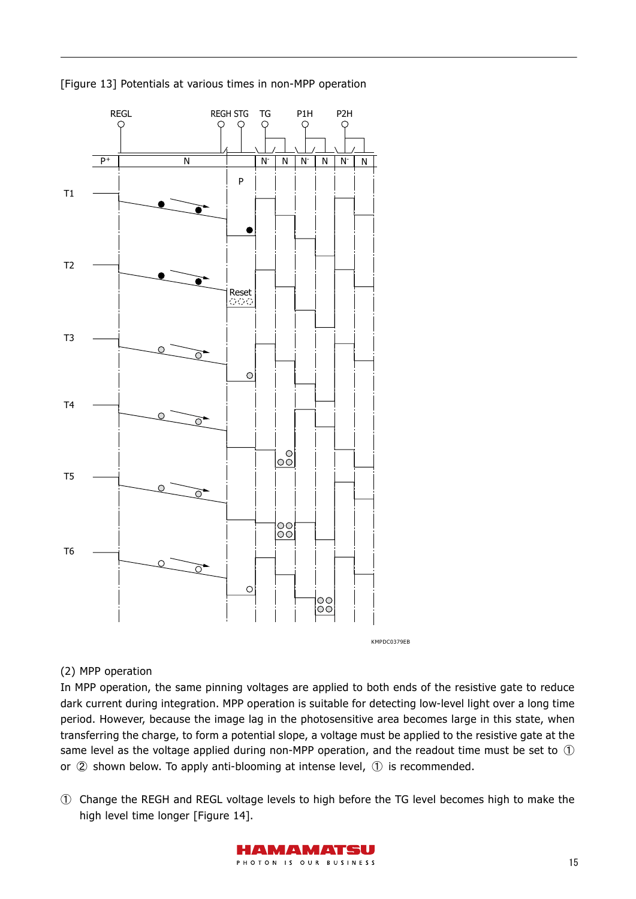[Figure 13] Potentials at various times in non-MPP operation

KMPDC0379EB

(2) MPP operation

In MPP operation, the same pinning voltages are applied to both ends of the resistive gate to reduce dark current during integration. MPP operation is suitable for detecting low-level light over a long time period. However, because the image lag in the photosensitive area becomes large in this state, when transferring the charge, to form a potential slope, a voltage must be applied to the resistive gate at the same level as the voltage applied during non-MPP operation, and the readout time must be set to ① or ② shown below. To apply anti-blooming at intense level, ① is recommended.

① Change the REGH and REGL voltage levels to high before the TG level becomes high to make the high level time longer [Figure 14].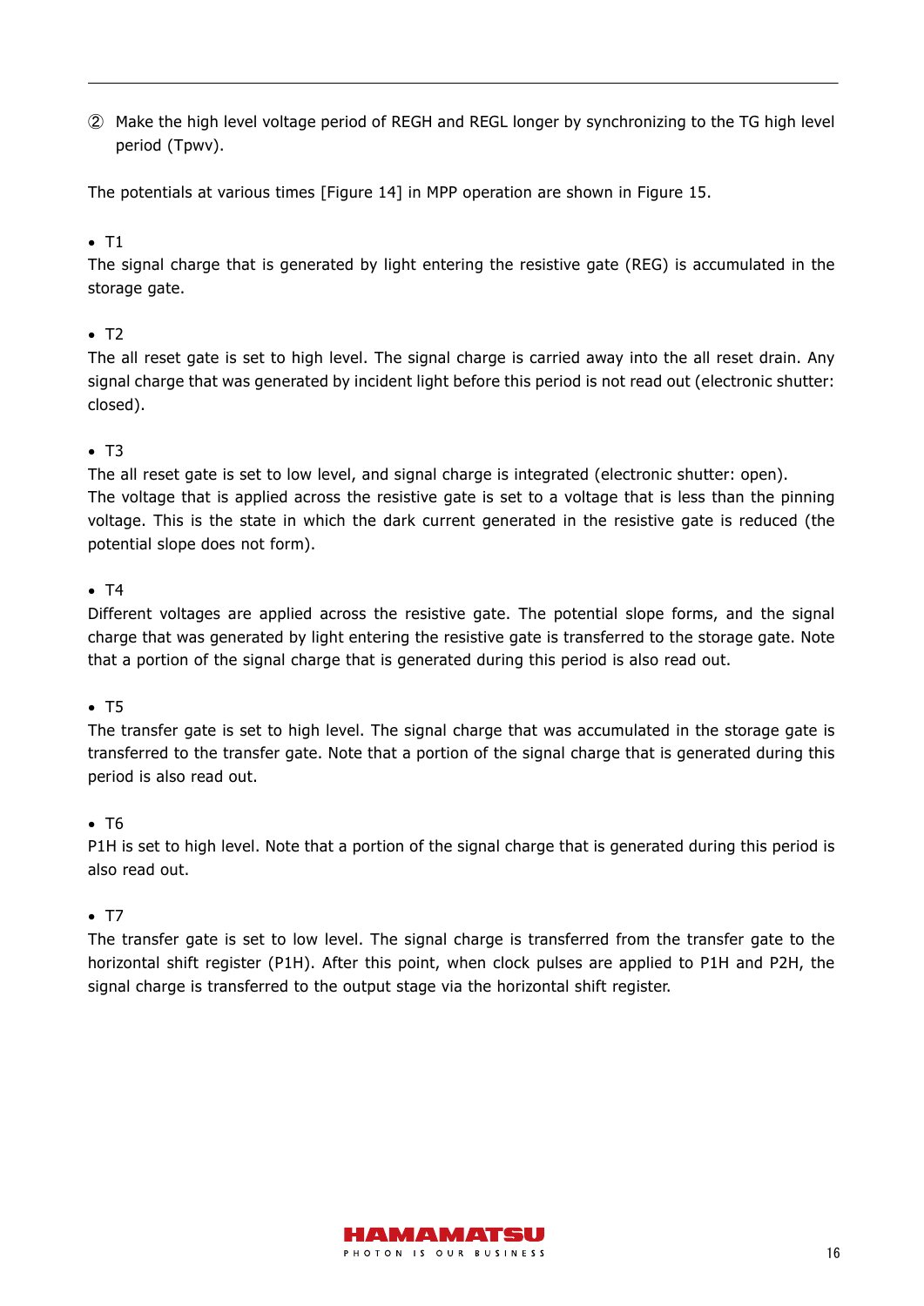② Make the high level voltage period of REGH and REGL longer by synchronizing to the TG high level period (Tpwv).

The potentials at various times [Figure 14] in MPP operation are shown in Figure 15.

- T1

The signal charge that is generated by light entering the resistive gate (REG) is accumulated in the storage gate.

- T2

The all reset gate is set to high level. The signal charge is carried away into the all reset drain. Any signal charge that was generated by incident light before this period is not read out (electronic shutter: closed).

- T3

The all reset gate is set to low level, and signal charge is integrated (electronic shutter: open).
The voltage that is applied across the resistive gate is set to a voltage that is less than the pinning voltage. This is the state in which the dark current generated in the resistive gate is reduced (the potential slope does not form).

- T4

Different voltages are applied across the resistive gate. The potential slope forms, and the signal charge that was generated by light entering the resistive gate is transferred to the storage gate. Note that a portion of the signal charge that is generated during this period is also read out.

- T5

The transfer gate is set to high level. The signal charge that was accumulated in the storage gate is transferred to the transfer gate. Note that a portion of the signal charge that is generated during this period is also read out.

- T6

P1H is set to high level. Note that a portion of the signal charge that is generated during this period is also read out.

- T7

The transfer gate is set to low level. The signal charge is transferred from the transfer gate to the horizontal shift register (P1H). After this point, when clock pulses are applied to P1H and P2H, the signal charge is transferred to the output stage via the horizontal shift register.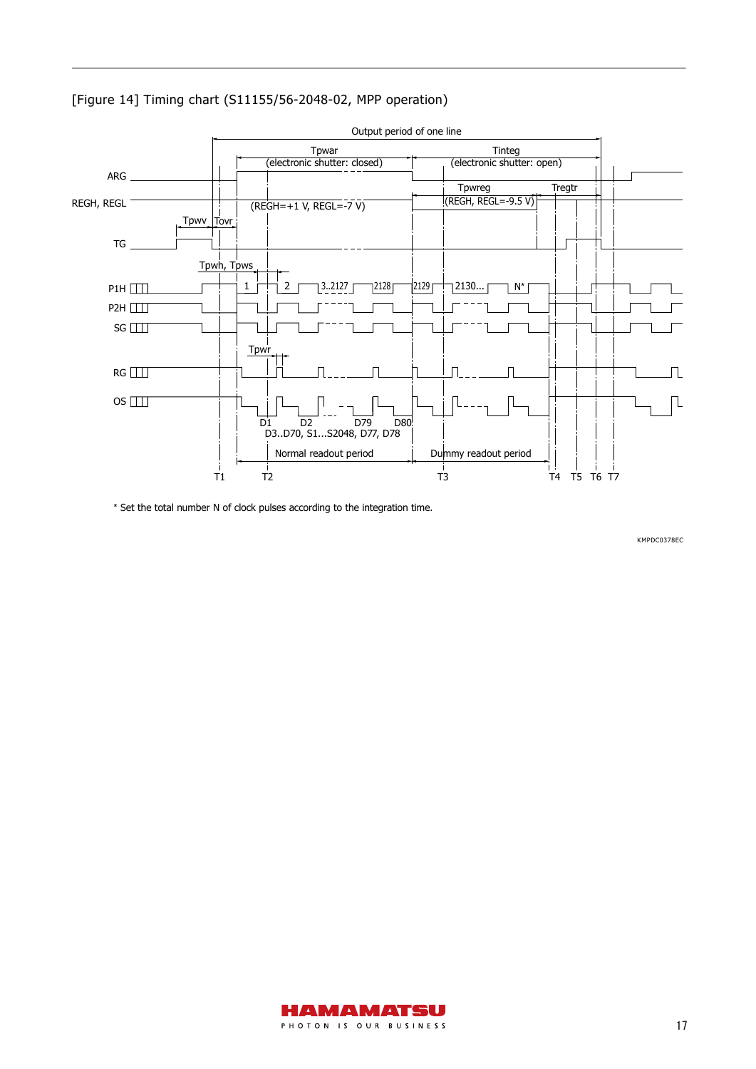[Figure 14] Timing chart (S11155/56-2048-02, MPP operation)

Output period of one line

Tpwar (electronic shutter: closed)

Tinteg (electronic shutter: open)

ARG

REGH, REGL

(REGH=+1 V, REGL=-7 V)

Tpwreg (REGH, REGL=-9.5 V)

Tregtr

Tpwv Tovr

TG

Tpwh, Tpws

P1H 1 2 3..2127 2128 2129 2130... N*

P2H

SG

Tpwr

RG

OS

D1 D2 D79 D80

D3..D70, S1...S2048, D77, D78

Normal readout period

Dummy readout period

T1 T2 T3 T4 T5 T6 T7

* Set the total number N of clock pulses according to the integration time.

KMPDC0378EC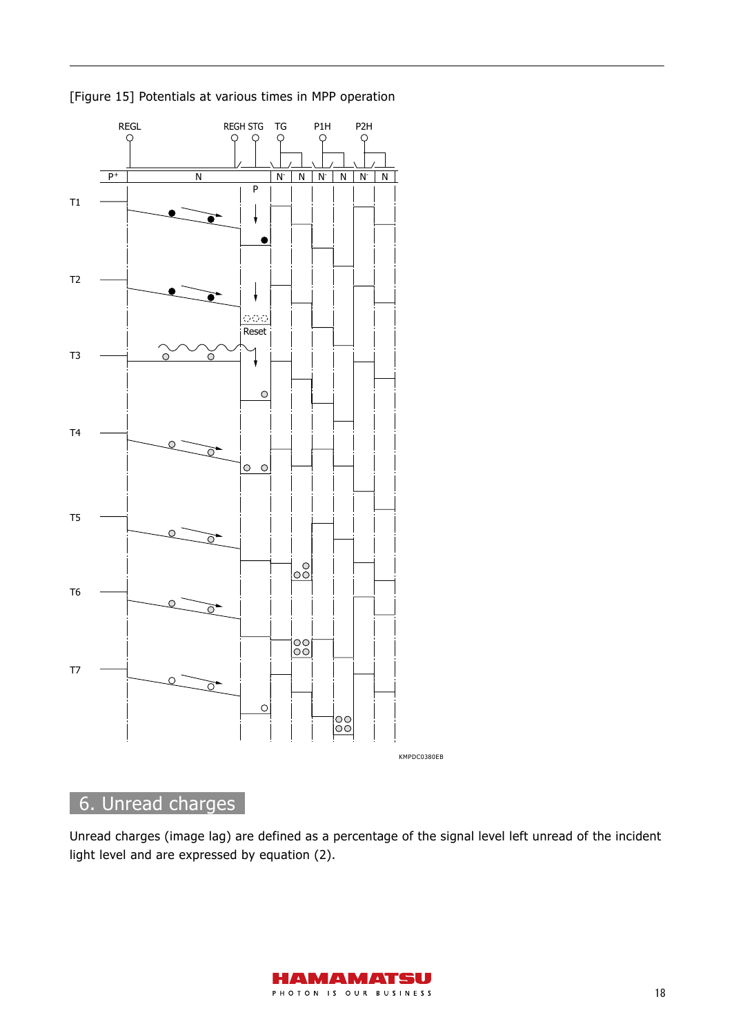[Figure 15] Potentials at various times in MPP operation

## 6. Unread charges

Unread charges (image lag) are defined as a percentage of the signal level left unread of the incident light level and are expressed by equation (2).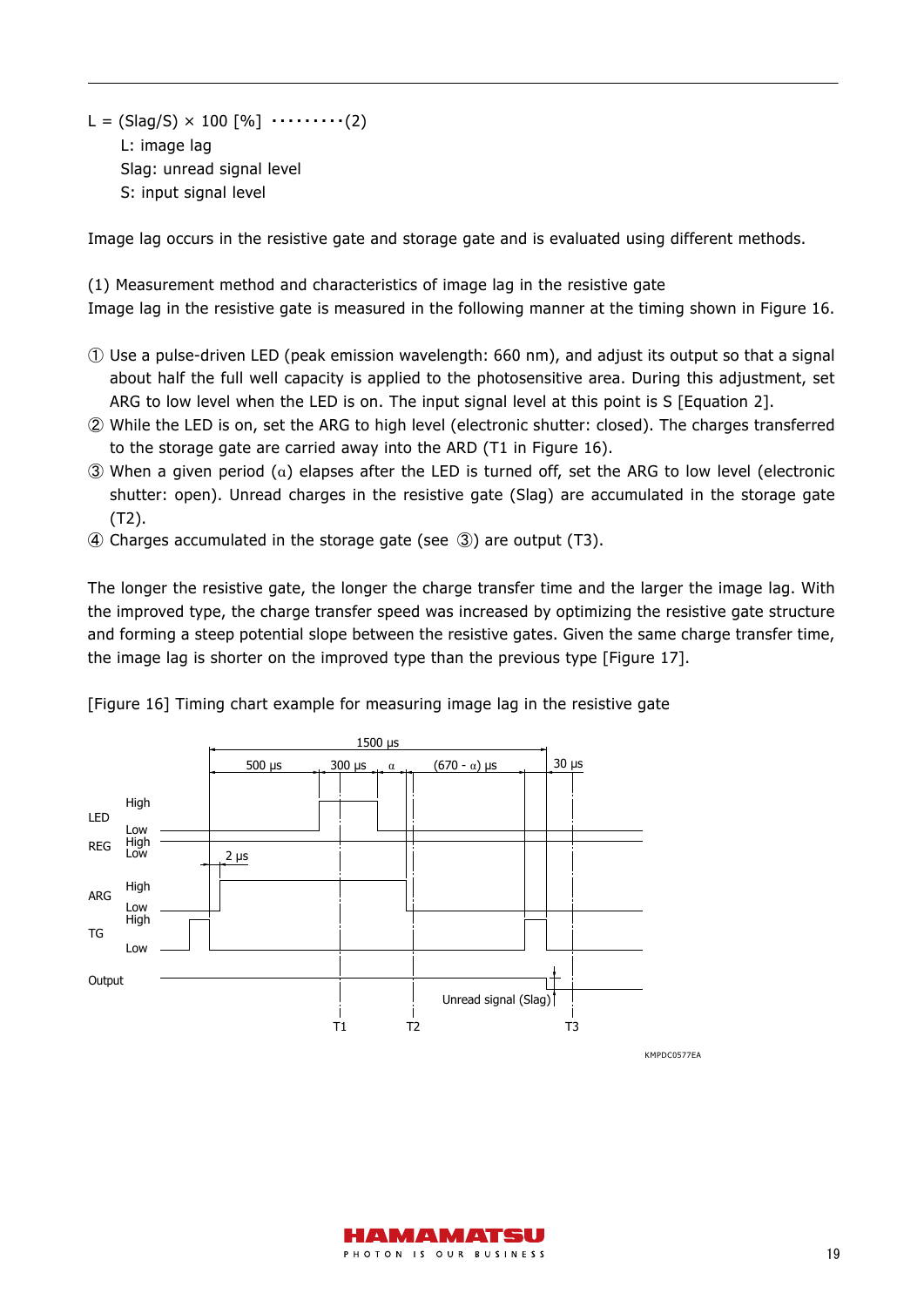$L = (Slag/S) \times 100$ [%] ··········(2)

L: image lag
Slag: unread signal level
S: input signal level

Image lag occurs in the resistive gate and storage gate and is evaluated using different methods.

(1) Measurement method and characteristics of image lag in the resistive gate

Image lag in the resistive gate is measured in the following manner at the timing shown in Figure 16.

① Use a pulse-driven LED (peak emission wavelength: 660 nm), and adjust its output so that a signal about half the full well capacity is applied to the photosensitive area. During this adjustment, set ARG to low level when the LED is on. The input signal level at this point is S [Equation 2].

② While the LED is on, set the ARG to high level (electronic shutter: closed). The charges transferred to the storage gate are carried away into the ARD (T1 in Figure 16).

③ When a given period (α) elapses after the LED is turned off, set the ARG to low level (electronic shutter: open). Unread charges in the resistive gate (Slag) are accumulated in the storage gate (T2).

④ Charges accumulated in the storage gate (see ③) are output (T3).

The longer the resistive gate, the longer the charge transfer time and the larger the image lag. With the improved type, the charge transfer speed was increased by optimizing the resistive gate structure and forming a steep potential slope between the resistive gates. Given the same charge transfer time, the image lag is shorter on the improved type than the previous type [Figure 17].

[Figure 16] Timing chart example for measuring image lag in the resistive gate

1500 μs; 500 μs; 300 μs; α; (670 - α) μs; 30 μs; 2 μs

LED (High/Low); REG (High/Low); ARG (High/Low); TG (High/Low); Output

Unread signal (Slag)

T1, T2, T3

KMPDC0577EA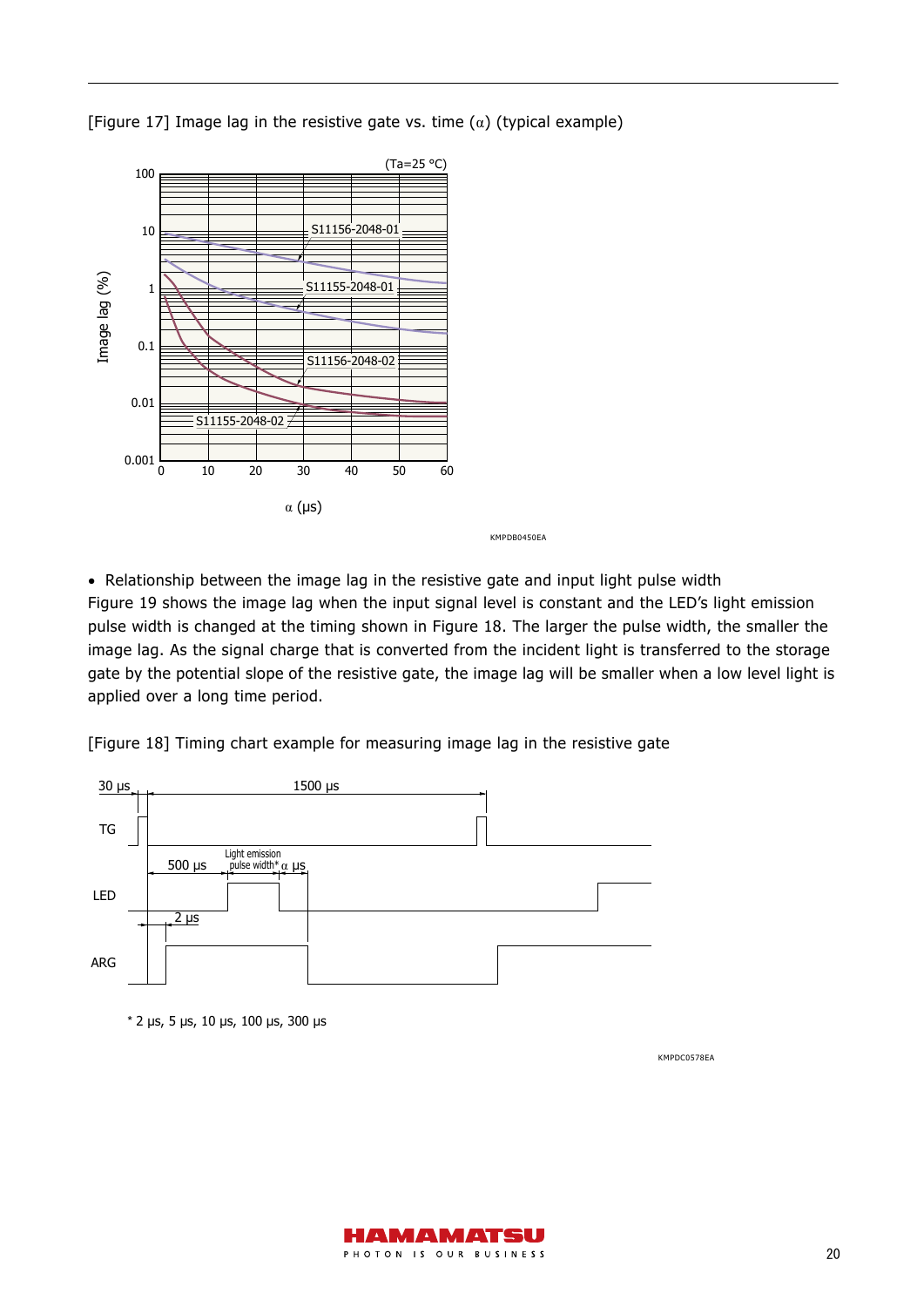[Figure 17] Image lag in the resistive gate vs. time ($\alpha$) (typical example)

KMPDB0450EA

- Relationship between the image lag in the resistive gate and input light pulse width

Figure 19 shows the image lag when the input signal level is constant and the LED's light emission pulse width is changed at the timing shown in Figure 18. The larger the pulse width, the smaller the image lag. As the signal charge that is converted from the incident light is transferred to the storage gate by the potential slope of the resistive gate, the image lag will be smaller when a low level light is applied over a long time period.

[Figure 18] Timing chart example for measuring image lag in the resistive gate

* 2 µs, 5 µs, 10 µs, 100 µs, 300 µs

KMPDC0578EA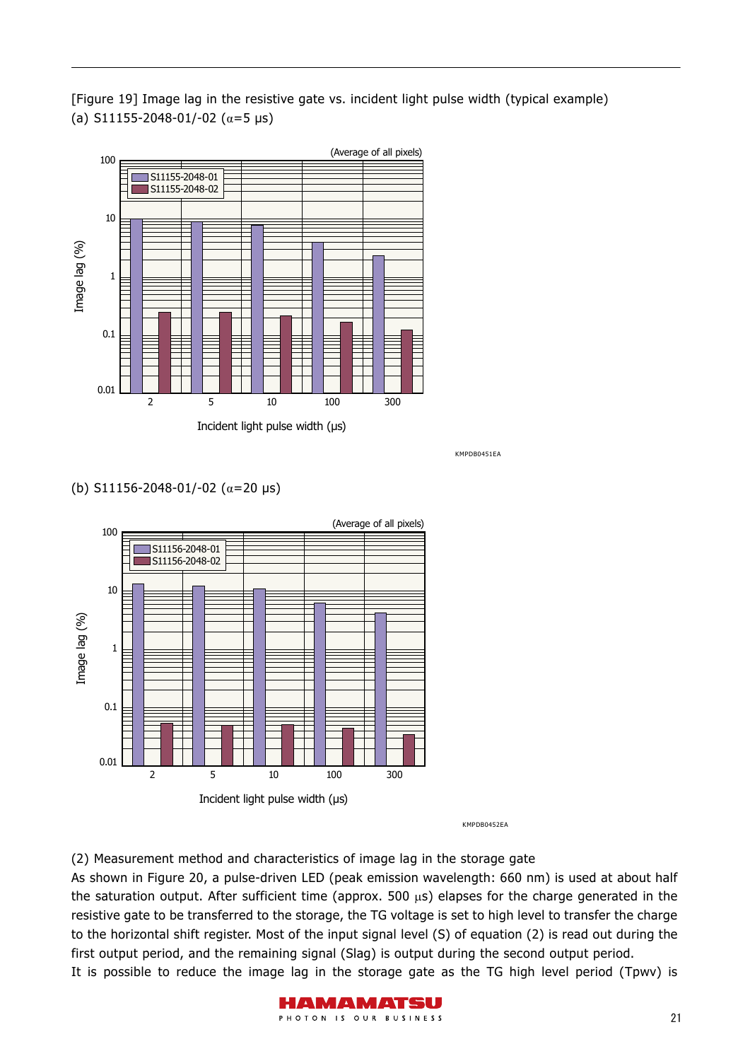[Figure 19] Image lag in the resistive gate vs. incident light pulse width (typical example)

(a) S11155-2048-01/-02 ($\alpha$=5 μs)

KMPDB0451EA

(b) S11156-2048-01/-02 ($\alpha$=20 μs)

KMPDB0452EA

(2) Measurement method and characteristics of image lag in the storage gate

As shown in Figure 20, a pulse-driven LED (peak emission wavelength: 660 nm) is used at about half the saturation output. After sufficient time (approx. 500 μs) elapses for the charge generated in the resistive gate to be transferred to the storage, the TG voltage is set to high level to transfer the charge to the horizontal shift register. Most of the input signal level (S) of equation (2) is read out during the first output period, and the remaining signal (Slag) is output during the second output period.

It is possible to reduce the image lag in the storage gate as the TG high level period (Tpwv) is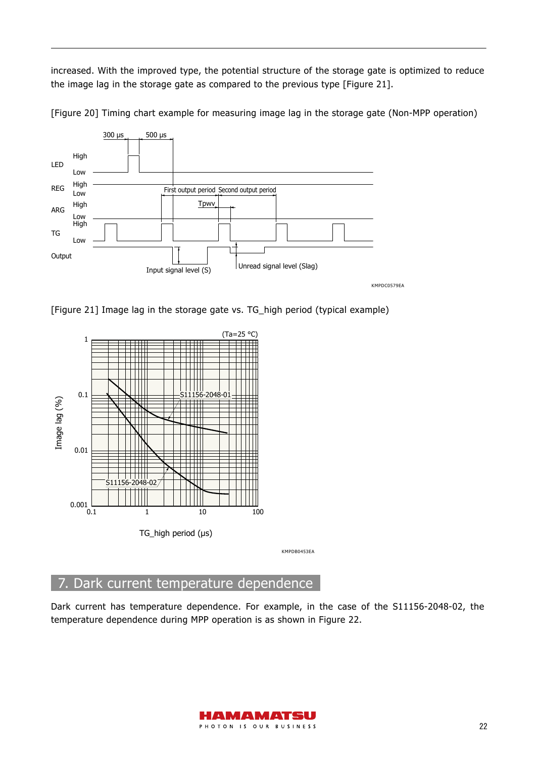increased. With the improved type, the potential structure of the storage gate is optimized to reduce the image lag in the storage gate as compared to the previous type [Figure 21].

[Figure 20] Timing chart example for measuring image lag in the storage gate (Non-MPP operation)

[Figure 21] Image lag in the storage gate vs. TG_high period (typical example)

## 7. Dark current temperature dependence

Dark current has temperature dependence. For example, in the case of the S11156-2048-02, the temperature dependence during MPP operation is as shown in Figure 22.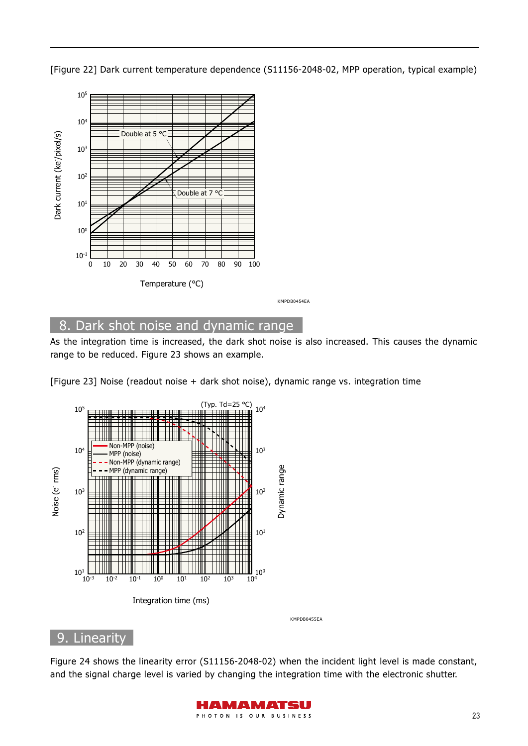[Figure 22] Dark current temperature dependence (S11156-2048-02, MPP operation, typical example)

## 8. Dark shot noise and dynamic range

As the integration time is increased, the dark shot noise is also increased. This causes the dynamic range to be reduced. Figure 23 shows an example.

[Figure 23] Noise (readout noise + dark shot noise), dynamic range vs. integration time

## 9. Linearity

Figure 24 shows the linearity error (S11156-2048-02) when the incident light level is made constant, and the signal charge level is varied by changing the integration time with the electronic shutter.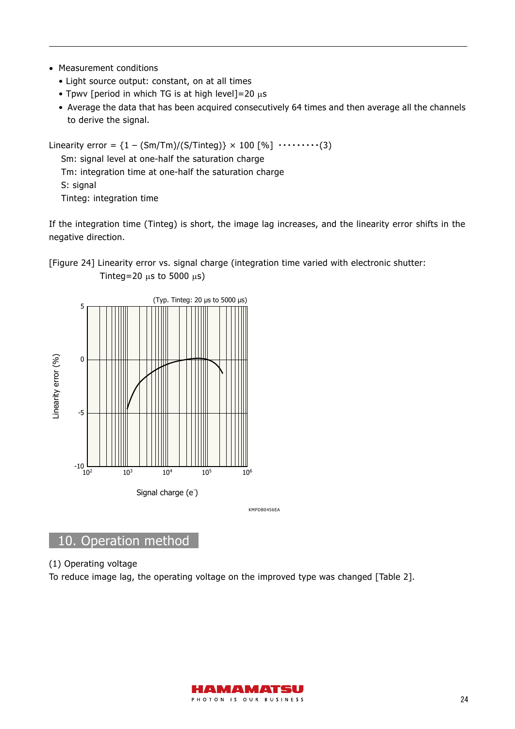- Measurement conditions
  - Light source output: constant, on at all times
  - Tpwv [period in which TG is at high level]=20 μs
  - Average the data that has been acquired consecutively 64 times and then average all the channels to derive the signal.

Linearity error = {1 − (Sm/Tm)/(S/Tinteg)} × 100 [%] ·········(3)

Sm: signal level at one-half the saturation charge
Tm: integration time at one-half the saturation charge
S: signal
Tinteg: integration time

If the integration time (Tinteg) is short, the image lag increases, and the linearity error shifts in the negative direction.

[Figure 24] Linearity error vs. signal charge (integration time varied with electronic shutter: Tinteg=20 μs to 5000 μs)

KMPDB0456EA

## 10. Operation method

(1) Operating voltage

To reduce image lag, the operating voltage on the improved type was changed [Table 2].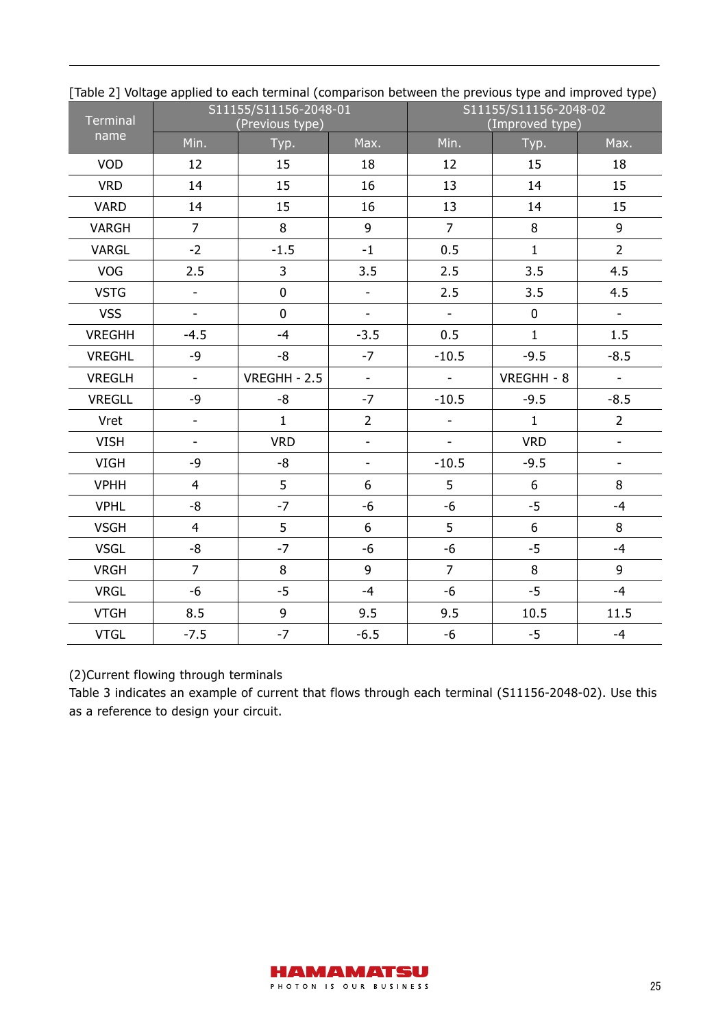[Table 2] Voltage applied to each terminal (comparison between the previous type and improved type)

| Terminal name | S11155/S11156-2048-01 (Previous type) | | | S11155/S11156-2048-02 (Improved type) | | |
|---|---|---|---|---|---|---|
| | Min. | Typ. | Max. | Min. | Typ. | Max. |
| VOD | 12 | 15 | 18 | 12 | 15 | 18 |
| VRD | 14 | 15 | 16 | 13 | 14 | 15 |
| VARD | 14 | 15 | 16 | 13 | 14 | 15 |
| VARGH | 7 | 8 | 9 | 7 | 8 | 9 |
| VARGL | -2 | -1.5 | -1 | 0.5 | 1 | 2 |
| VOG | 2.5 | 3 | 3.5 | 2.5 | 3.5 | 4.5 |
| VSTG | - | 0 | - | 2.5 | 3.5 | 4.5 |
| VSS | - | 0 | - | - | 0 | - |
| VREGHH | -4.5 | -4 | -3.5 | 0.5 | 1 | 1.5 |
| VREGHL | -9 | -8 | -7 | -10.5 | -9.5 | -8.5 |
| VREGLH | - | VREGHH - 2.5 | - | - | VREGHH - 8 | - |
| VREGLL | -9 | -8 | -7 | -10.5 | -9.5 | -8.5 |
| Vret | - | 1 | 2 | - | 1 | 2 |
| VISH | - | VRD | - | - | VRD | - |
| VIGH | -9 | -8 | - | -10.5 | -9.5 | - |
| VPHH | 4 | 5 | 6 | 5 | 6 | 8 |
| VPHL | -8 | -7 | -6 | -6 | -5 | -4 |
| VSGH | 4 | 5 | 6 | 5 | 6 | 8 |
| VSGL | -8 | -7 | -6 | -6 | -5 | -4 |
| VRGH | 7 | 8 | 9 | 7 | 8 | 9 |
| VRGL | -6 | -5 | -4 | -6 | -5 | -4 |
| VTGH | 8.5 | 9 | 9.5 | 9.5 | 10.5 | 11.5 |
| VTGL | -7.5 | -7 | -6.5 | -6 | -5 | -4 |

(2)Current flowing through terminals

Table 3 indicates an example of current that flows through each terminal (S11156-2048-02). Use this as a reference to design your circuit.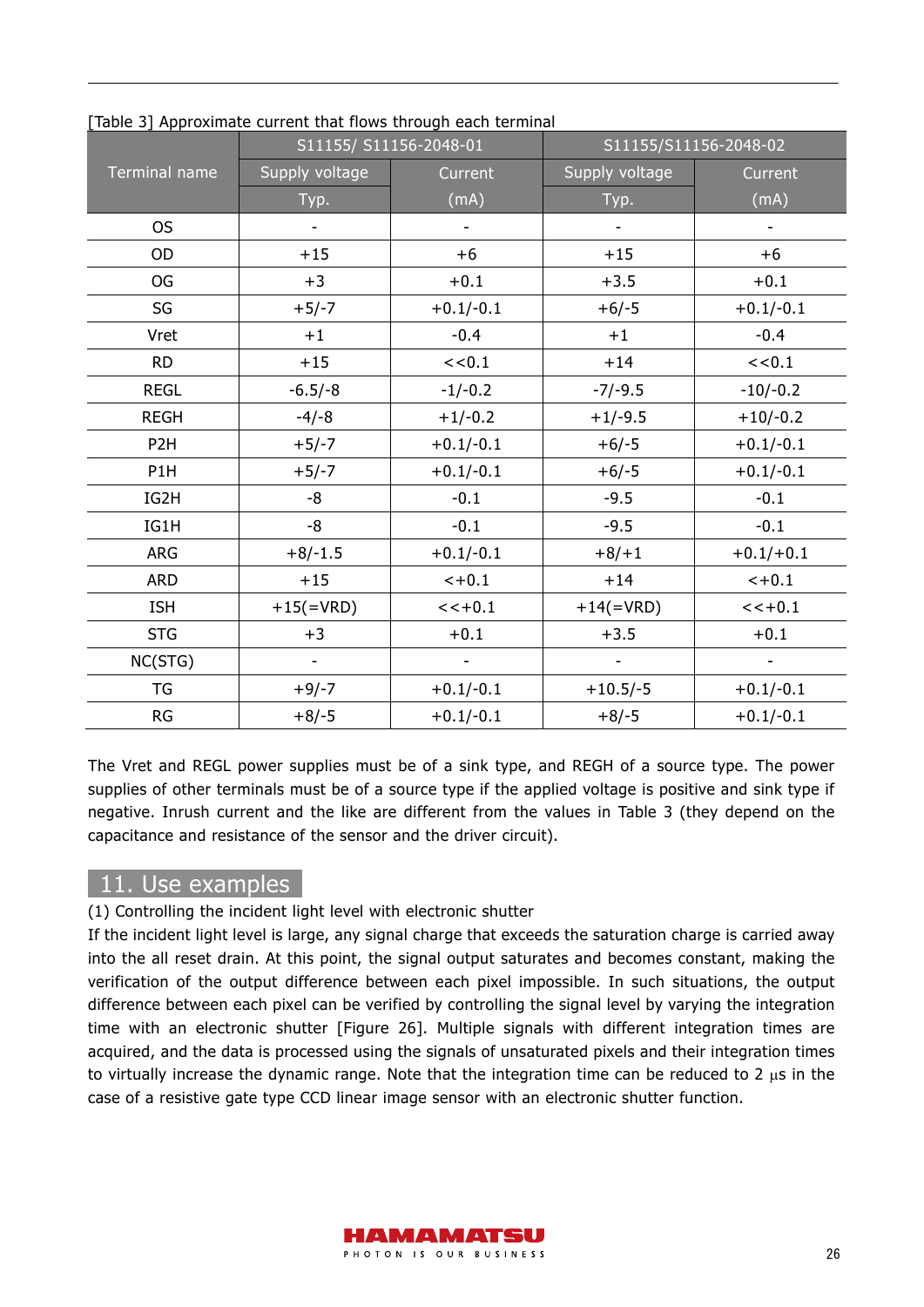[Table 3] Approximate current that flows through each terminal

| Terminal name | S11155/ S11156-2048-01 | | S11155/S11156-2048-02 | |
|---|---|---|---|---|
| | Supply voltage Typ. | Current (mA) | Supply voltage Typ. | Current (mA) |
| OS | - | - | - | - |
| OD | +15 | +6 | +15 | +6 |
| OG | +3 | +0.1 | +3.5 | +0.1 |
| SG | +5/-7 | +0.1/-0.1 | +6/-5 | +0.1/-0.1 |
| Vret | +1 | -0.4 | +1 | -0.4 |
| RD | +15 | <<0.1 | +14 | <<0.1 |
| REGL | -6.5/-8 | -1/-0.2 | -7/-9.5 | -10/-0.2 |
| REGH | -4/-8 | +1/-0.2 | +1/-9.5 | +10/-0.2 |
| P2H | +5/-7 | +0.1/-0.1 | +6/-5 | +0.1/-0.1 |
| P1H | +5/-7 | +0.1/-0.1 | +6/-5 | +0.1/-0.1 |
| IG2H | -8 | -0.1 | -9.5 | -0.1 |
| IG1H | -8 | -0.1 | -9.5 | -0.1 |
| ARG | +8/-1.5 | +0.1/-0.1 | +8/+1 | +0.1/+0.1 |
| ARD | +15 | <+0.1 | +14 | <+0.1 |
| ISH | +15(=VRD) | <<+0.1 | +14(=VRD) | <<+0.1 |
| STG | +3 | +0.1 | +3.5 | +0.1 |
| NC(STG) | - | - | - | - |
| TG | +9/-7 | +0.1/-0.1 | +10.5/-5 | +0.1/-0.1 |
| RG | +8/-5 | +0.1/-0.1 | +8/-5 | +0.1/-0.1 |

The Vret and REGL power supplies must be of a sink type, and REGH of a source type. The power supplies of other terminals must be of a source type if the applied voltage is positive and sink type if negative. Inrush current and the like are different from the values in Table 3 (they depend on the capacitance and resistance of the sensor and the driver circuit).

## 11. Use examples

(1) Controlling the incident light level with electronic shutter

If the incident light level is large, any signal charge that exceeds the saturation charge is carried away into the all reset drain. At this point, the signal output saturates and becomes constant, making the verification of the output difference between each pixel impossible. In such situations, the output difference between each pixel can be verified by controlling the signal level by varying the integration time with an electronic shutter [Figure 26]. Multiple signals with different integration times are acquired, and the data is processed using the signals of unsaturated pixels and their integration times to virtually increase the dynamic range. Note that the integration time can be reduced to 2 μs in the case of a resistive gate type CCD linear image sensor with an electronic shutter function.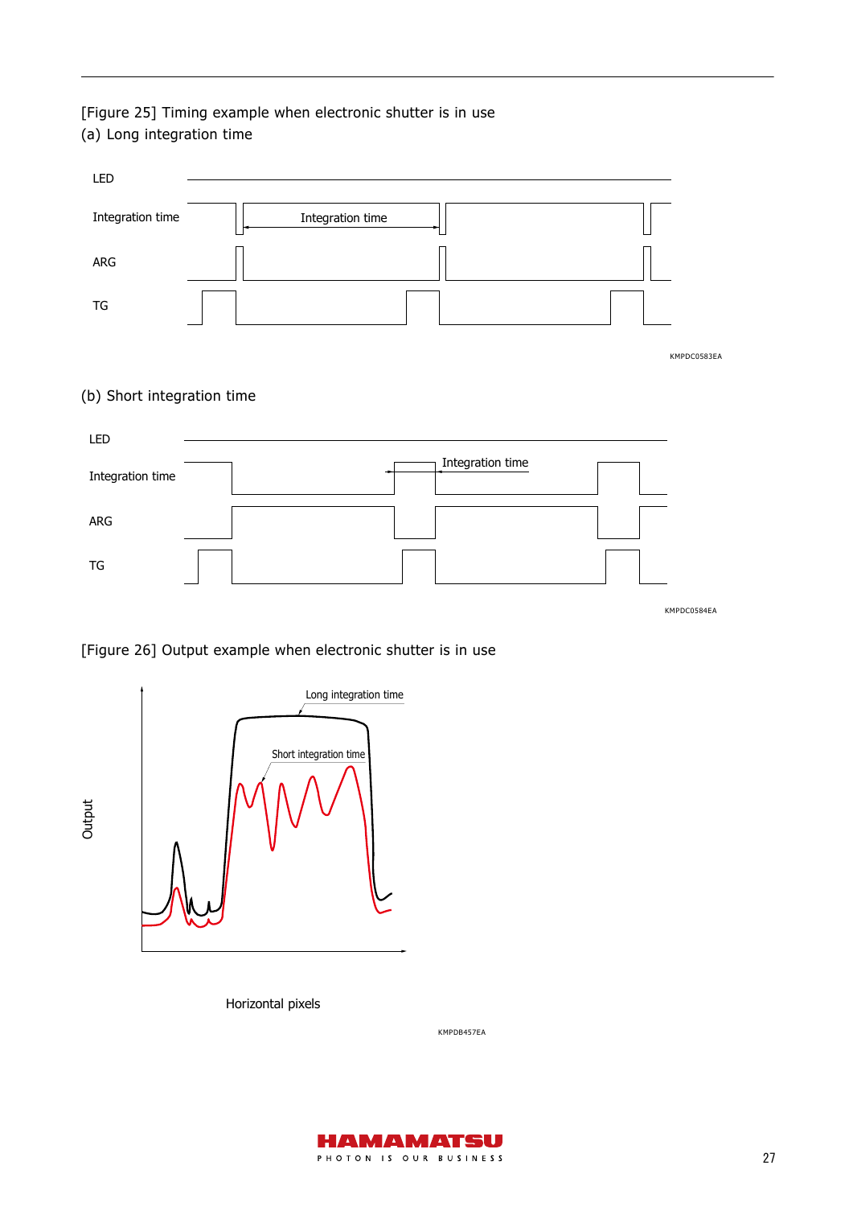[Figure 25] Timing example when electronic shutter is in use

(a) Long integration time

LED

Integration time

ARG

TG

KMPDC0583EA

(b) Short integration time

LED

Integration time

ARG

TG

KMPDC0584EA

[Figure 26] Output example when electronic shutter is in use

Long integration time

Short integration time

Output

Horizontal pixels

KMPDB457EA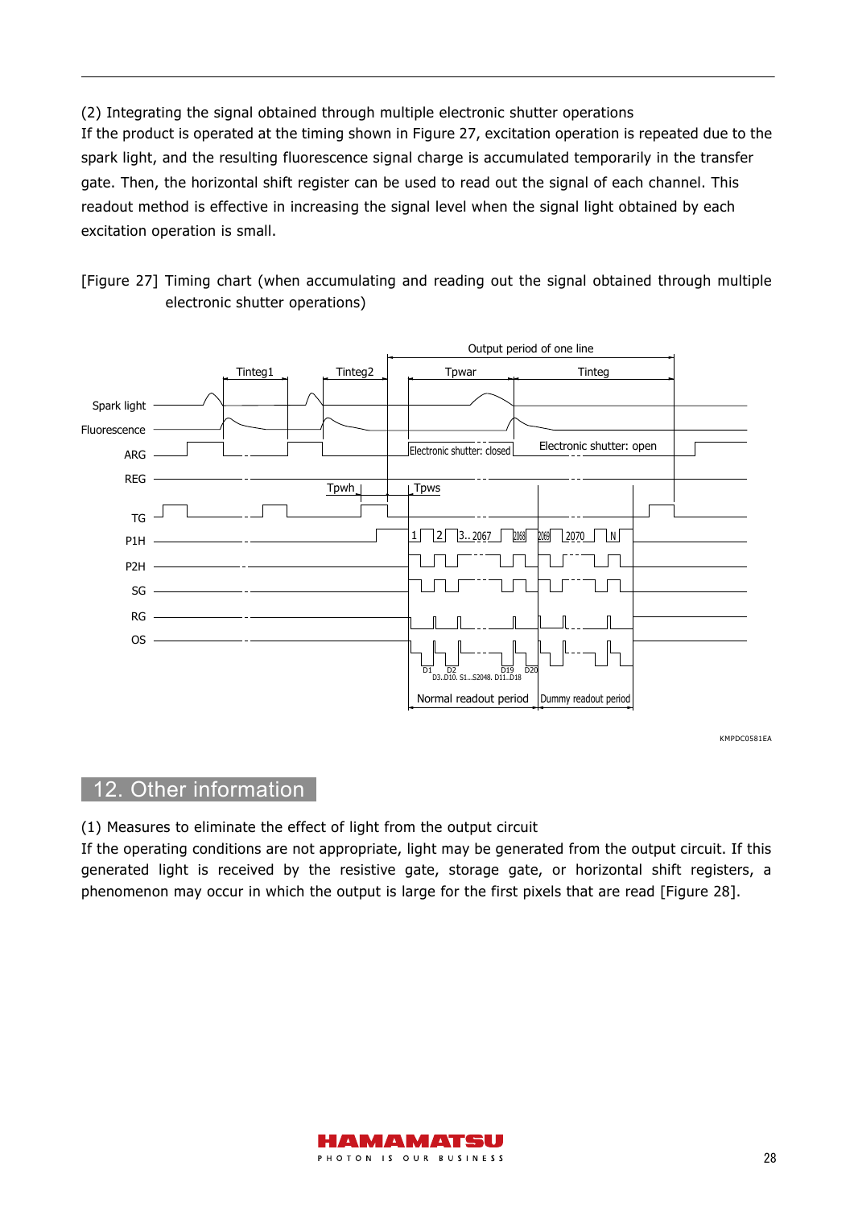(2) Integrating the signal obtained through multiple electronic shutter operations

If the product is operated at the timing shown in Figure 27, excitation operation is repeated due to the spark light, and the resulting fluorescence signal charge is accumulated temporarily in the transfer gate. Then, the horizontal shift register can be used to read out the signal of each channel. This readout method is effective in increasing the signal level when the signal light obtained by each excitation operation is small.

[Figure 27] Timing chart (when accumulating and reading out the signal obtained through multiple electronic shutter operations)

KMPDC0581EA

## 12. Other information

(1) Measures to eliminate the effect of light from the output circuit

If the operating conditions are not appropriate, light may be generated from the output circuit. If this generated light is received by the resistive gate, storage gate, or horizontal shift registers, a phenomenon may occur in which the output is large for the first pixels that are read [Figure 28].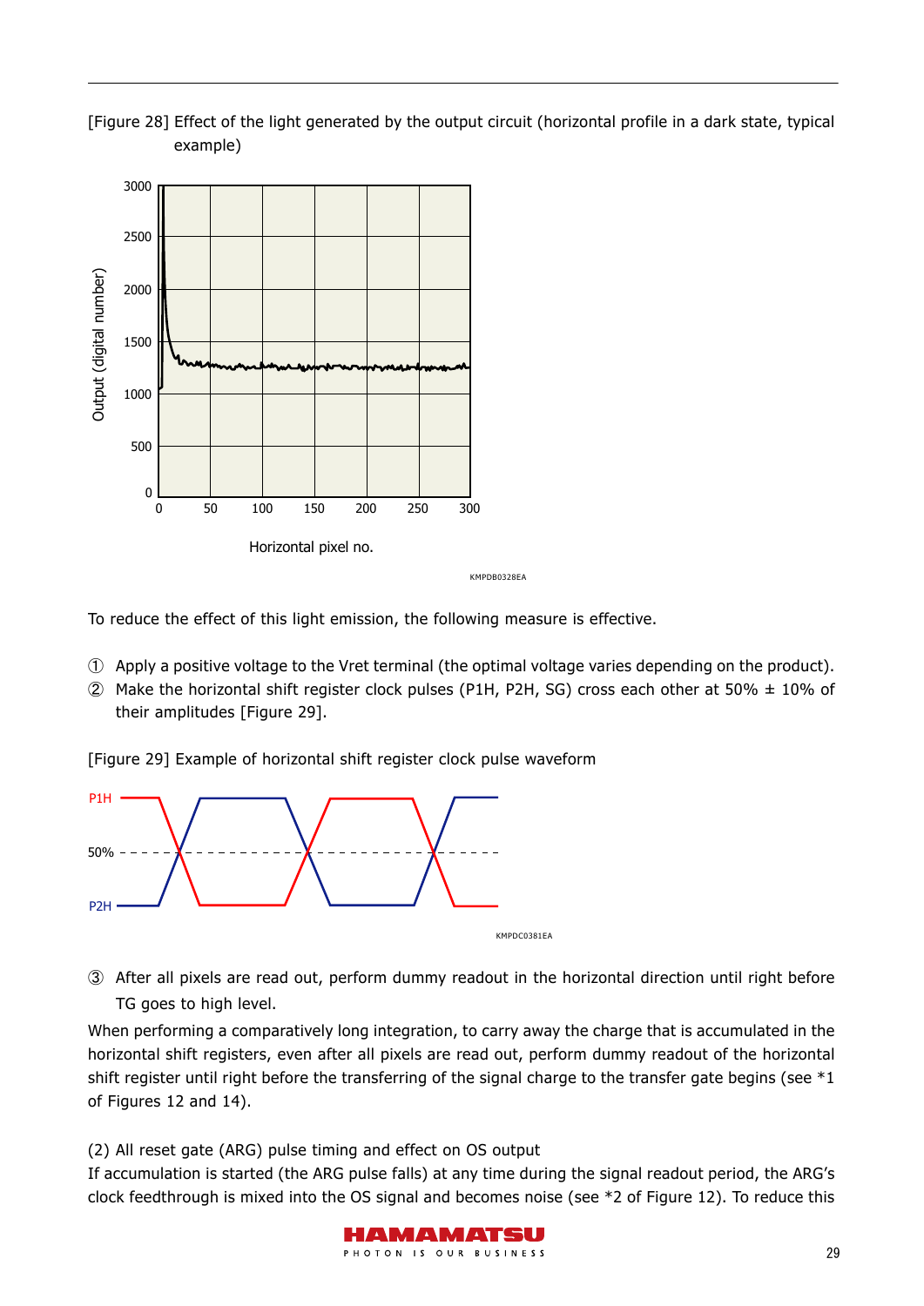[Figure 28] Effect of the light generated by the output circuit (horizontal profile in a dark state, typical example)

KMPDB0328EA

To reduce the effect of this light emission, the following measure is effective.

① Apply a positive voltage to the Vret terminal (the optimal voltage varies depending on the product).

② Make the horizontal shift register clock pulses (P1H, P2H, SG) cross each other at 50% ± 10% of their amplitudes [Figure 29].

[Figure 29] Example of horizontal shift register clock pulse waveform

KMPDC0381EA

③ After all pixels are read out, perform dummy readout in the horizontal direction until right before TG goes to high level.

When performing a comparatively long integration, to carry away the charge that is accumulated in the horizontal shift registers, even after all pixels are read out, perform dummy readout of the horizontal shift register until right before the transferring of the signal charge to the transfer gate begins (see *1 of Figures 12 and 14).

(2) All reset gate (ARG) pulse timing and effect on OS output

If accumulation is started (the ARG pulse falls) at any time during the signal readout period, the ARG's clock feedthrough is mixed into the OS signal and becomes noise (see *2 of Figure 12). To reduce this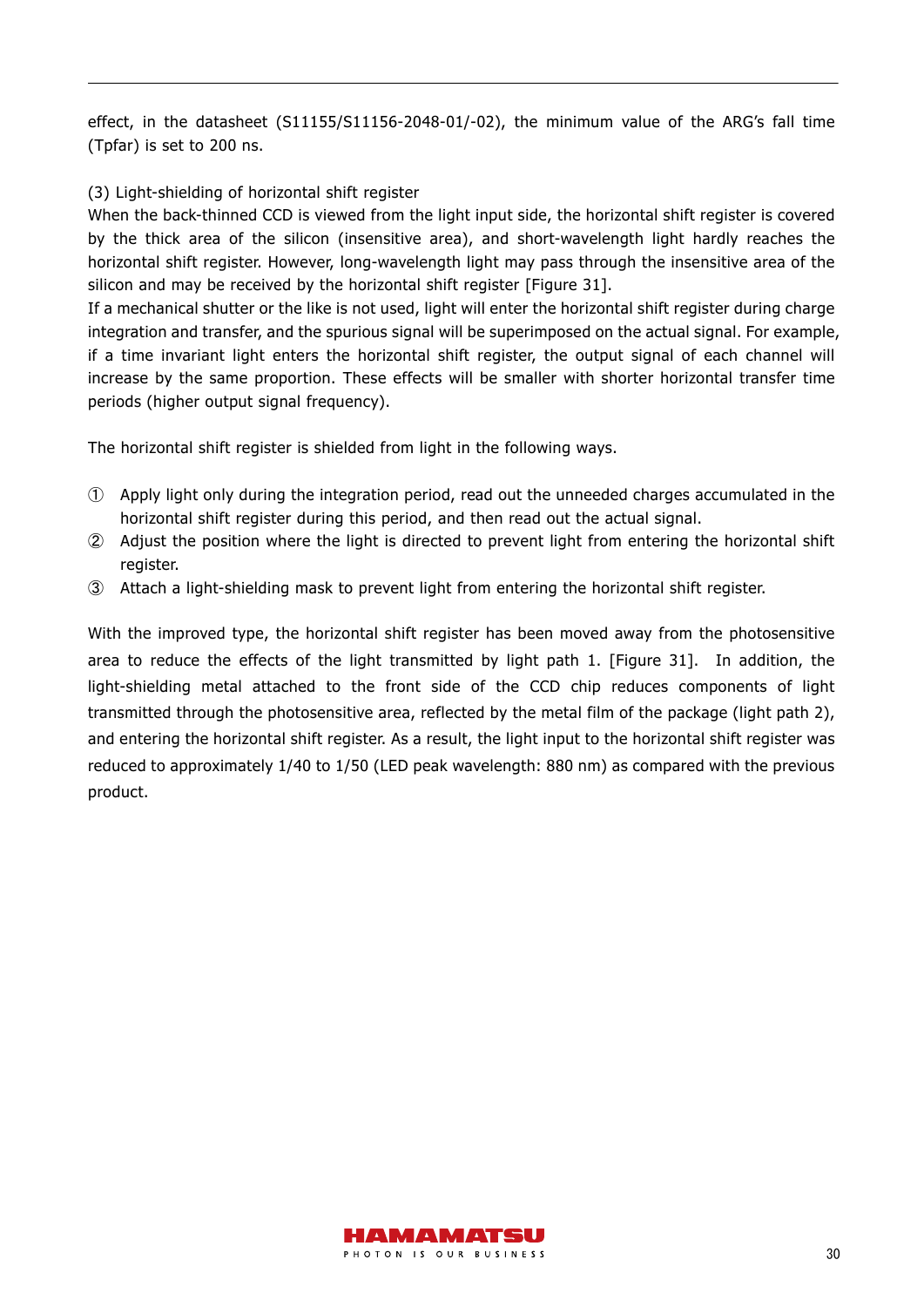effect, in the datasheet (S11155/S11156-2048-01/-02), the minimum value of the ARG's fall time (Tpfar) is set to 200 ns.

(3) Light-shielding of horizontal shift register

When the back-thinned CCD is viewed from the light input side, the horizontal shift register is covered by the thick area of the silicon (insensitive area), and short-wavelength light hardly reaches the horizontal shift register. However, long-wavelength light may pass through the insensitive area of the silicon and may be received by the horizontal shift register [Figure 31].

If a mechanical shutter or the like is not used, light will enter the horizontal shift register during charge integration and transfer, and the spurious signal will be superimposed on the actual signal. For example, if a time invariant light enters the horizontal shift register, the output signal of each channel will increase by the same proportion. These effects will be smaller with shorter horizontal transfer time periods (higher output signal frequency).

The horizontal shift register is shielded from light in the following ways.

① Apply light only during the integration period, read out the unneeded charges accumulated in the horizontal shift register during this period, and then read out the actual signal.

② Adjust the position where the light is directed to prevent light from entering the horizontal shift register.

③ Attach a light-shielding mask to prevent light from entering the horizontal shift register.

With the improved type, the horizontal shift register has been moved away from the photosensitive area to reduce the effects of the light transmitted by light path 1. [Figure 31]. In addition, the light-shielding metal attached to the front side of the CCD chip reduces components of light transmitted through the photosensitive area, reflected by the metal film of the package (light path 2), and entering the horizontal shift register. As a result, the light input to the horizontal shift register was reduced to approximately 1/40 to 1/50 (LED peak wavelength: 880 nm) as compared with the previous product.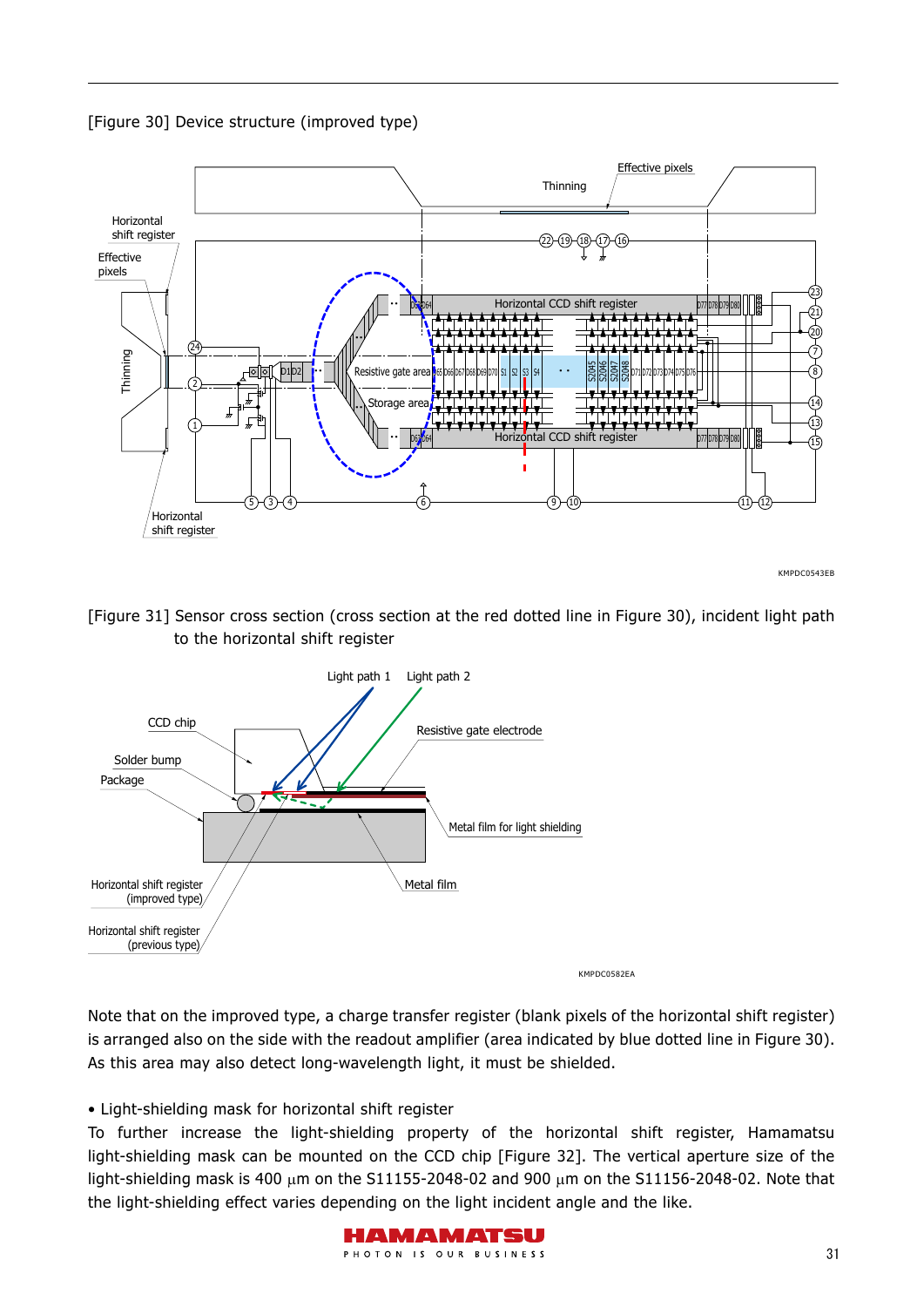[Figure 30] Device structure (improved type)

KMPDC0543EB

[Figure 31] Sensor cross section (cross section at the red dotted line in Figure 30), incident light path to the horizontal shift register

KMPDC0582EA

Note that on the improved type, a charge transfer register (blank pixels of the horizontal shift register) is arranged also on the side with the readout amplifier (area indicated by blue dotted line in Figure 30). As this area may also detect long-wavelength light, it must be shielded.

- Light-shielding mask for horizontal shift register

To further increase the light-shielding property of the horizontal shift register, Hamamatsu light-shielding mask can be mounted on the CCD chip [Figure 32]. The vertical aperture size of the light-shielding mask is 400 μm on the S11155-2048-02 and 900 μm on the S11156-2048-02. Note that the light-shielding effect varies depending on the light incident angle and the like.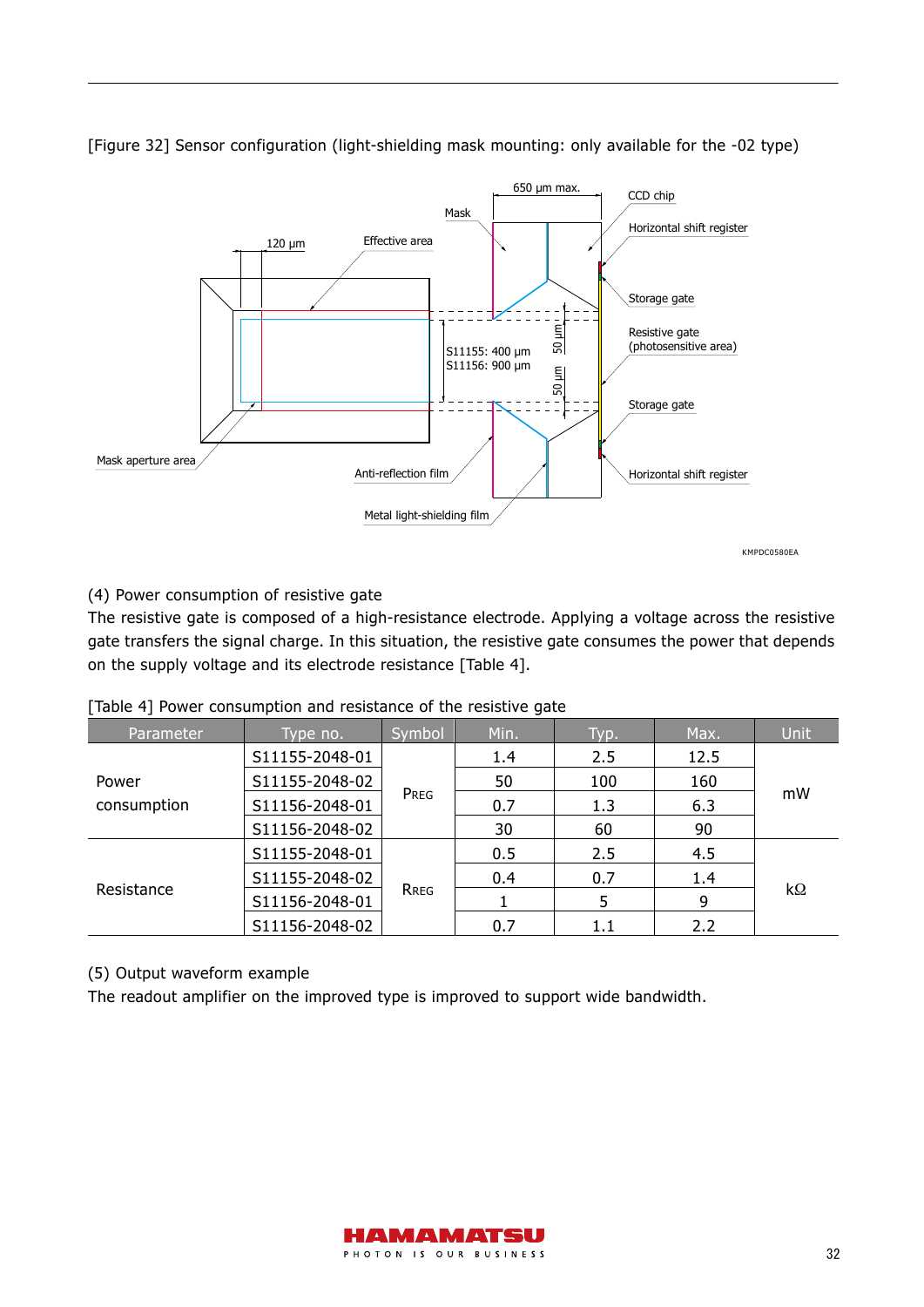[Figure 32] Sensor configuration (light-shielding mask mounting: only available for the -02 type)

KMPDC0580EA

(4) Power consumption of resistive gate

The resistive gate is composed of a high-resistance electrode. Applying a voltage across the resistive gate transfers the signal charge. In this situation, the resistive gate consumes the power that depends on the supply voltage and its electrode resistance [Table 4].

[Table 4] Power consumption and resistance of the resistive gate

| Parameter | Type no. | Symbol | Min. | Typ. | Max. | Unit |
|---|---|---|---|---|---|---|
| Power consumption | S11155-2048-01 | PREG | 1.4 | 2.5 | 12.5 | mW |
| | S11155-2048-02 | | 50 | 100 | 160 | |
| | S11156-2048-01 | | 0.7 | 1.3 | 6.3 | |
| | S11156-2048-02 | | 30 | 60 | 90 | |
| Resistance | S11155-2048-01 | RREG | 0.5 | 2.5 | 4.5 | kΩ |
| | S11155-2048-02 | | 0.4 | 0.7 | 1.4 | |
| | S11156-2048-01 | | 1 | 5 | 9 | |
| | S11156-2048-02 | | 0.7 | 1.1 | 2.2 | |

(5) Output waveform example

The readout amplifier on the improved type is improved to support wide bandwidth.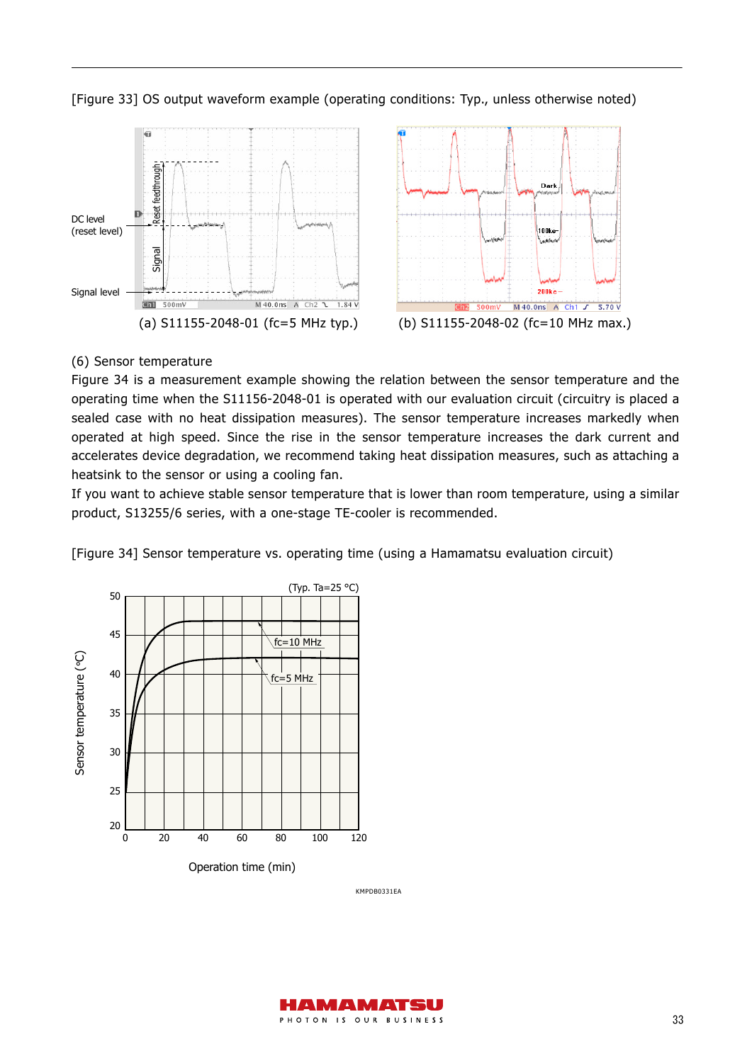[Figure 33] OS output waveform example (operating conditions: Typ., unless otherwise noted)

(a) S11155-2048-01 (fc=5 MHz typ.)

(b) S11155-2048-02 (fc=10 MHz max.)

(6) Sensor temperature

Figure 34 is a measurement example showing the relation between the sensor temperature and the operating time when the S11156-2048-01 is operated with our evaluation circuit (circuitry is placed a sealed case with no heat dissipation measures). The sensor temperature increases markedly when operated at high speed. Since the rise in the sensor temperature increases the dark current and accelerates device degradation, we recommend taking heat dissipation measures, such as attaching a heatsink to the sensor or using a cooling fan.

If you want to achieve stable sensor temperature that is lower than room temperature, using a similar product, S13255/6 series, with a one-stage TE-cooler is recommended.

[Figure 34] Sensor temperature vs. operating time (using a Hamamatsu evaluation circuit)

KMPDB0331EA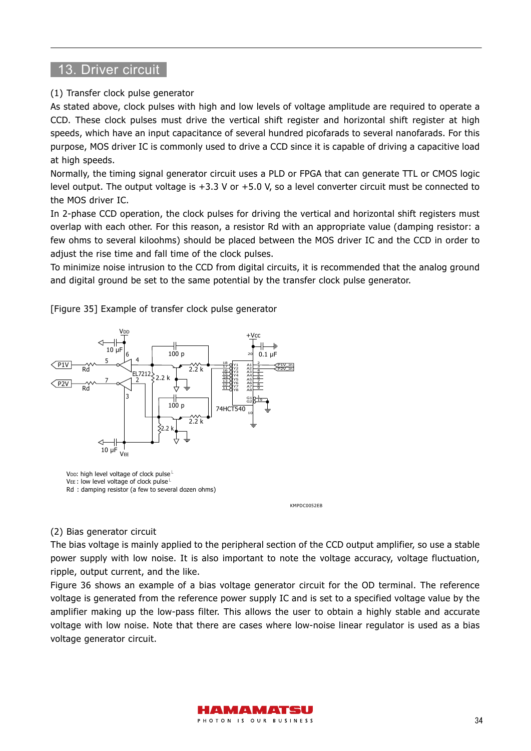## 13. Driver circuit

(1) Transfer clock pulse generator

As stated above, clock pulses with high and low levels of voltage amplitude are required to operate a CCD. These clock pulses must drive the vertical shift register and horizontal shift register at high speeds, which have an input capacitance of several hundred picofarads to several nanofarads. For this purpose, MOS driver IC is commonly used to drive a CCD since it is capable of driving a capacitive load at high speeds.

Normally, the timing signal generator circuit uses a PLD or FPGA that can generate TTL or CMOS logic level output. The output voltage is +3.3 V or +5.0 V, so a level converter circuit must be connected to the MOS driver IC.

In 2-phase CCD operation, the clock pulses for driving the vertical and horizontal shift registers must overlap with each other. For this reason, a resistor Rd with an appropriate value (damping resistor: a few ohms to several kiloohms) should be placed between the MOS driver IC and the CCD in order to adjust the rise time and fall time of the clock pulses.

To minimize noise intrusion to the CCD from digital circuits, it is recommended that the analog ground and digital ground be set to the same potential by the transfer clock pulse generator.

[Figure 35] Example of transfer clock pulse generator

$V_{DD}$: high level voltage of clock pulse
$V_{EE}$ : low level voltage of clock pulse
Rd : damping resistor (a few to several dozen ohms)

KMPDC0052EB

(2) Bias generator circuit

The bias voltage is mainly applied to the peripheral section of the CCD output amplifier, so use a stable power supply with low noise. It is also important to note the voltage accuracy, voltage fluctuation, ripple, output current, and the like.

Figure 36 shows an example of a bias voltage generator circuit for the OD terminal. The reference voltage is generated from the reference power supply IC and is set to a specified voltage value by the amplifier making up the low-pass filter. This allows the user to obtain a highly stable and accurate voltage with low noise. Note that there are cases where low-noise linear regulator is used as a bias voltage generator circuit.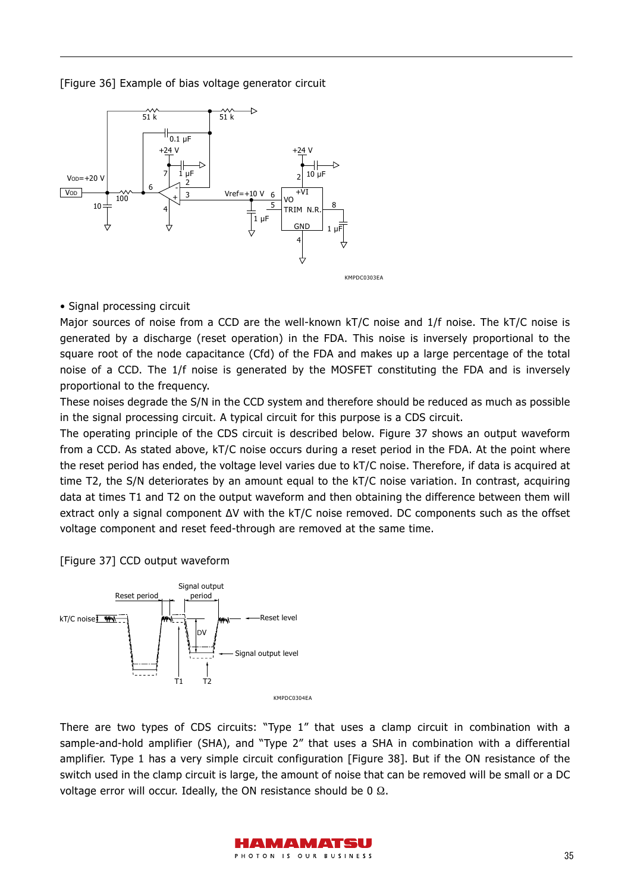[Figure 36] Example of bias voltage generator circuit

KMPDC0303EA

• Signal processing circuit

Major sources of noise from a CCD are the well-known kT/C noise and 1/f noise. The kT/C noise is generated by a discharge (reset operation) in the FDA. This noise is inversely proportional to the square root of the node capacitance (Cfd) of the FDA and makes up a large percentage of the total noise of a CCD. The 1/f noise is generated by the MOSFET constituting the FDA and is inversely proportional to the frequency.

These noises degrade the S/N in the CCD system and therefore should be reduced as much as possible in the signal processing circuit. A typical circuit for this purpose is a CDS circuit.

The operating principle of the CDS circuit is described below. Figure 37 shows an output waveform from a CCD. As stated above, kT/C noise occurs during a reset period in the FDA. At the point where the reset period has ended, the voltage level varies due to kT/C noise. Therefore, if data is acquired at time T2, the S/N deteriorates by an amount equal to the kT/C noise variation. In contrast, acquiring data at times T1 and T2 on the output waveform and then obtaining the difference between them will extract only a signal component ΔV with the kT/C noise removed. DC components such as the offset voltage component and reset feed-through are removed at the same time.

[Figure 37] CCD output waveform

KMPDC0304EA

There are two types of CDS circuits: "Type 1" that uses a clamp circuit in combination with a sample-and-hold amplifier (SHA), and "Type 2" that uses a SHA in combination with a differential amplifier. Type 1 has a very simple circuit configuration [Figure 38]. But if the ON resistance of the switch used in the clamp circuit is large, the amount of noise that can be removed will be small or a DC voltage error will occur. Ideally, the ON resistance should be 0 Ω.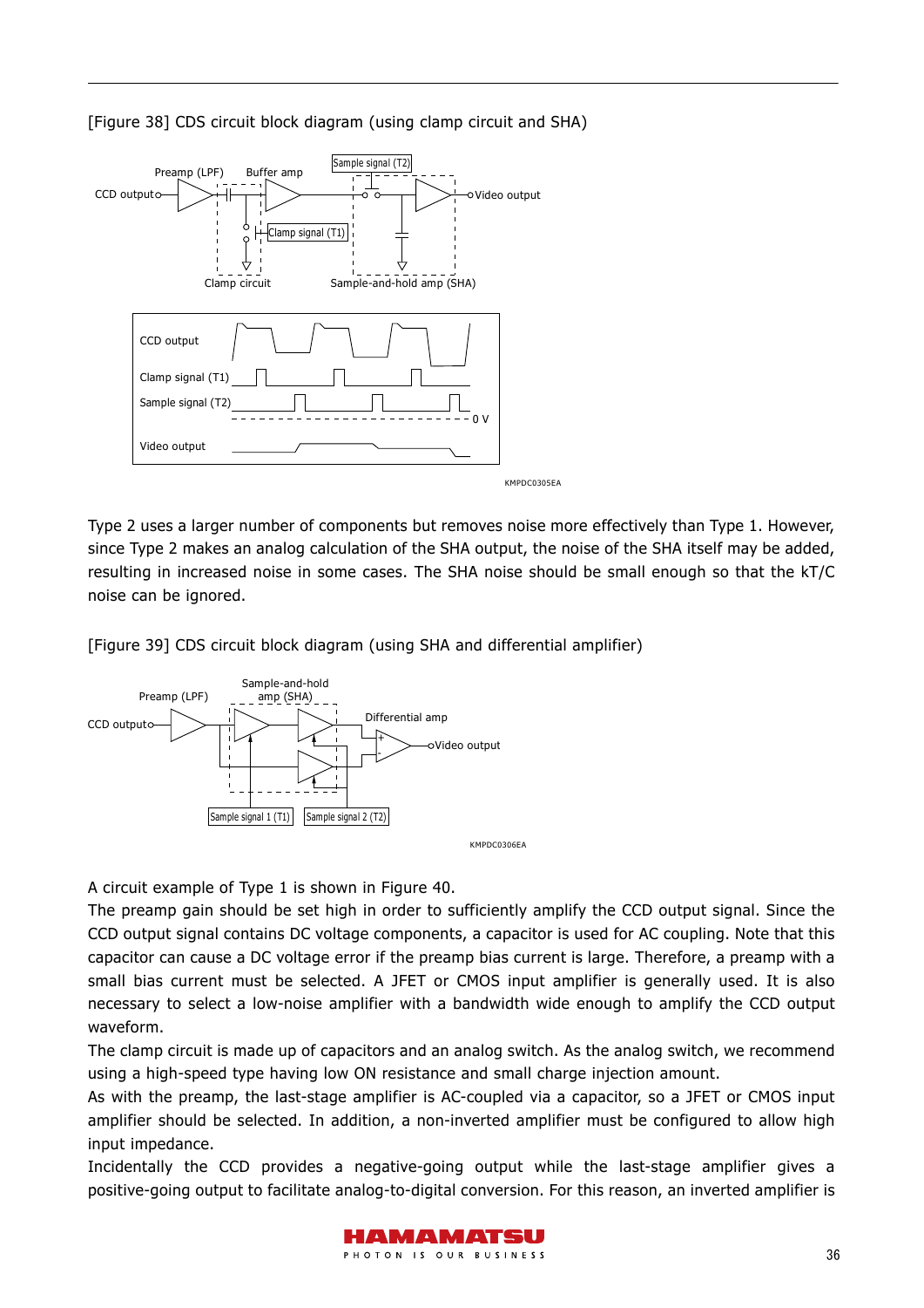[Figure 38] CDS circuit block diagram (using clamp circuit and SHA)

Type 2 uses a larger number of components but removes noise more effectively than Type 1. However, since Type 2 makes an analog calculation of the SHA output, the noise of the SHA itself may be added, resulting in increased noise in some cases. The SHA noise should be small enough so that the kT/C noise can be ignored.

[Figure 39] CDS circuit block diagram (using SHA and differential amplifier)

A circuit example of Type 1 is shown in Figure 40.
The preamp gain should be set high in order to sufficiently amplify the CCD output signal. Since the CCD output signal contains DC voltage components, a capacitor is used for AC coupling. Note that this capacitor can cause a DC voltage error if the preamp bias current is large. Therefore, a preamp with a small bias current must be selected. A JFET or CMOS input amplifier is generally used. It is also necessary to select a low-noise amplifier with a bandwidth wide enough to amplify the CCD output waveform.
The clamp circuit is made up of capacitors and an analog switch. As the analog switch, we recommend using a high-speed type having low ON resistance and small charge injection amount.
As with the preamp, the last-stage amplifier is AC-coupled via a capacitor, so a JFET or CMOS input amplifier should be selected. In addition, a non-inverted amplifier must be configured to allow high input impedance.
Incidentally the CCD provides a negative-going output while the last-stage amplifier gives a positive-going output to facilitate analog-to-digital conversion. For this reason, an inverted amplifier is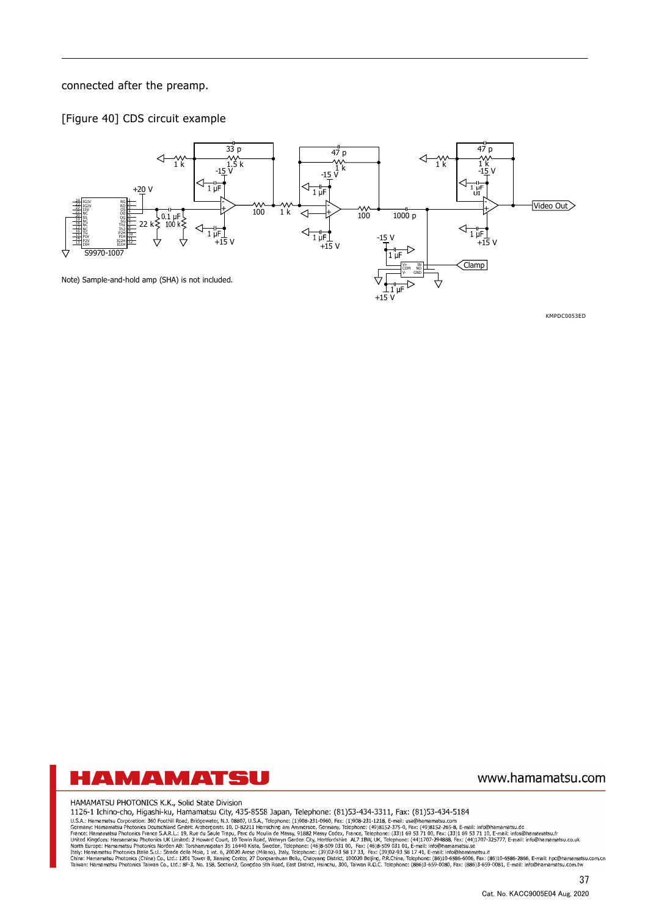connected after the preamp.

[Figure 40] CDS circuit example

33 p
1 k
1.5 k
-15 V
1 μF
+20 V
0.1 μF
22 k
100 k
100
1 k
1 μF
+15 V
47 p
1 k
-15 V
1 μF
100
1000 p
1 μF
+15 V
47 p
1 k
1 k
-15 V
1 μF
U1
1 μF
+15 V
Video Out
-15 V
1 μF
Clamp
1 μF
+15 V
S9970-1007

Note) Sample-and-hold amp (SHA) is not included.

KMPDC0053ED

HAMAMATSU

www.hamamatsu.com

HAMAMATSU PHOTONICS K.K., Solid State Division
1126-1 Ichino-cho, Higashi-ku, Hamamatsu City, 435-8558 Japan, Telephone: (81)53-434-3311, Fax: (81)53-434-5184
U.S.A.: Hamamatsu Corporation: 360 Foothill Road, Bridgewater, N.J. 08807, U.S.A., Telephone: (1)908-231-0960, Fax: (1)908-231-1218, E-mail: usa@hamamatsu.com
Germany: Hamamatsu Photonics Deutschland GmbH: Arzbergerstr. 10, D-82211 Herrsching am Ammersee, Germany, Telephone: (49)8152-375-0, Fax: (49)8152-265-8, E-mail: info@hamamatsu.de
France: Hamamatsu Photonics France S.A.R.L.: 19, Rue du Saule Trapu, Parc du Moulin de Massy, 91882 Massy Cedex, France, Telephone: (33)1 69 53 71 00, Fax: (33)1 69 53 71 10, E-mail: infos@hamamatsu.fr
United Kingdom: Hamamatsu Photonics UK Limited: 2 Howard Court, 10 Tewin Road, Welwyn Garden City, Hertfordshire AL7 1BW, UK, Telephone: (44)1707-294888, Fax: (44)1707-325777, E-mail: info@hamamatsu.co.uk
North Europe: Hamamatsu Photonics Norden AB: Torshamnsgatan 35 16440 Kista, Sweden, Telephone: (46)8-509 031 00, Fax: (46)8-509 031 01, E-mail: info@hamamatsu.se
Italy: Hamamatsu Photonics Italia S.r.l.: Strada della Moia, 1 int. 6, 20020 Arese (Milano), Italy, Telephone: (39)02-93 58 17 33, Fax: (39)02-93 58 17 41, E-mail: info@hamamatsu.it
China: Hamamatsu Photonics (China) Co., Ltd.: 1201 Tower B, Jiaming Center, 27 Dongsanhuan Beilu, Chaoyang District, 100020 Beijing, P.R.China, Telephone: (86)10-6586-6006, Fax: (86)10-6586-2866, E-mail: hpc@hamamatsu.com.cn
Taiwan: Hamamatsu Photonics Taiwan Co., Ltd.: 8F-3, No. 158, Section2, Gongdao 5th Road, East District, Hsinchu, 300, Taiwan R.O.C. Telephone: (886)3-659-0080, Fax: (886)3-659-0081, E-mail: info@hamamatsu.com.tw

Cat. No. KACC9005E04 Aug. 2020